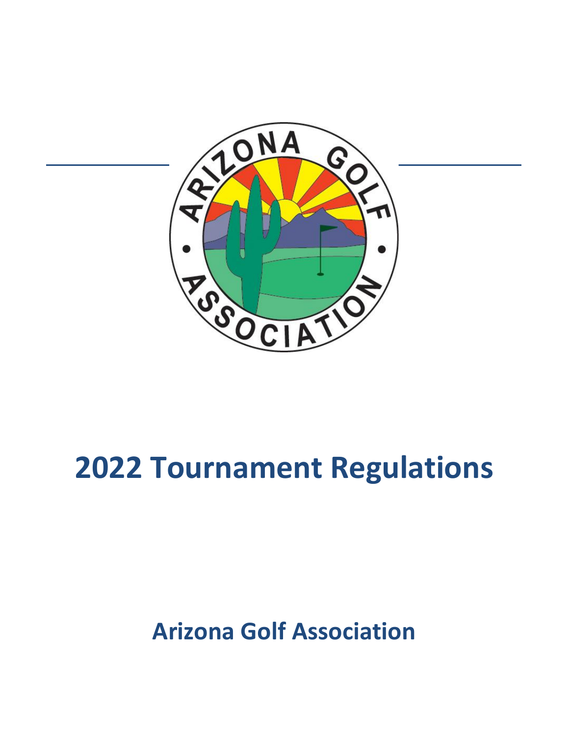# 2022 Tournament Regulations

**Arizona Golf Association**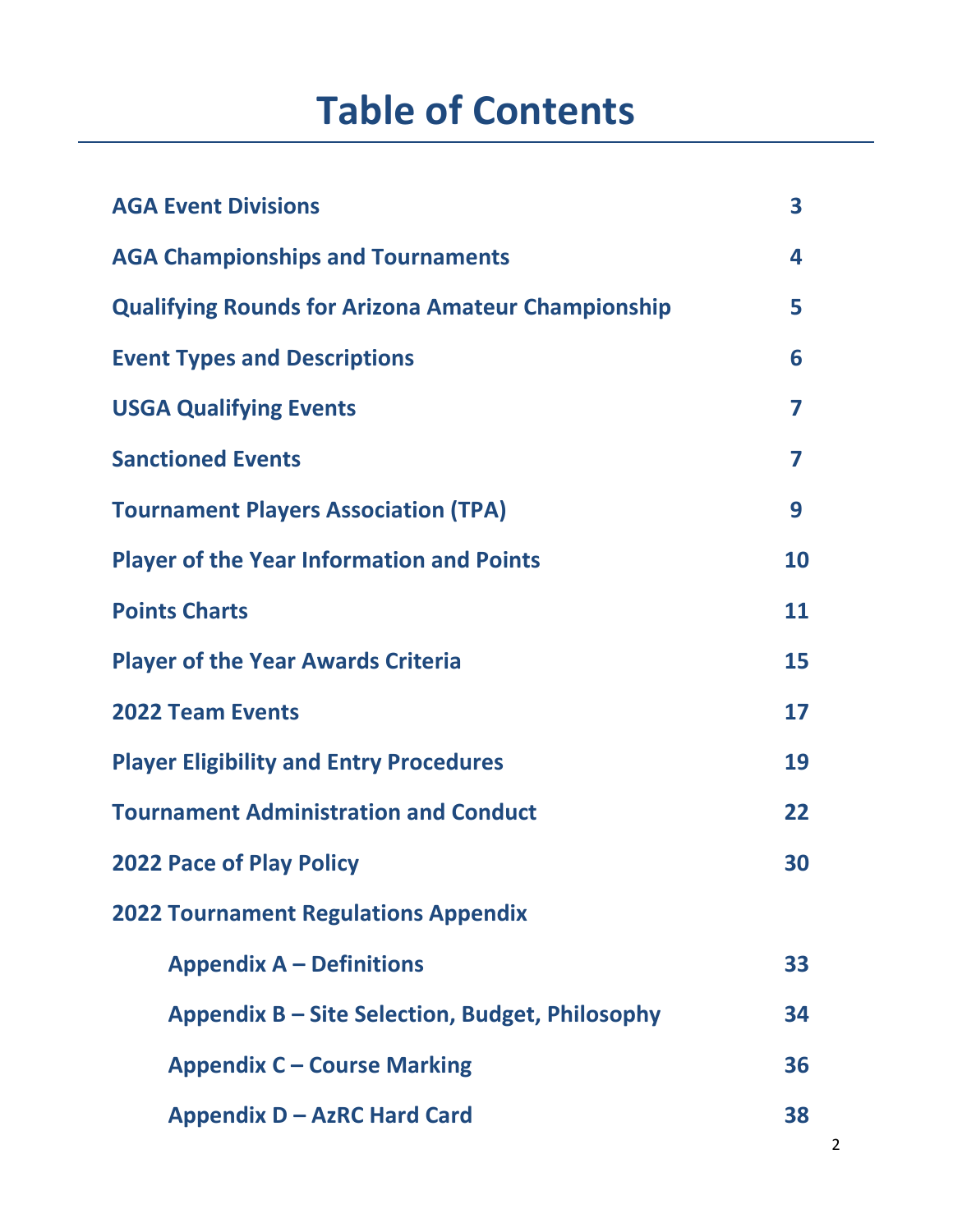# Table of Contents

| | |
|---|---|
| **AGA Event Divisions** | **3** |
| **AGA Championships and Tournaments** | **4** |
| **Qualifying Rounds for Arizona Amateur Championship** | **5** |
| **Event Types and Descriptions** | **6** |
| **USGA Qualifying Events** | **7** |
| **Sanctioned Events** | **7** |
| **Tournament Players Association (TPA)** | **9** |
| **Player of the Year Information and Points** | **10** |
| **Points Charts** | **11** |
| **Player of the Year Awards Criteria** | **15** |
| **2022 Team Events** | **17** |
| **Player Eligibility and Entry Procedures** | **19** |
| **Tournament Administration and Conduct** | **22** |
| **2022 Pace of Play Policy** | **30** |
| **2022 Tournament Regulations Appendix** | |
| **Appendix A – Definitions** | **33** |
| **Appendix B – Site Selection, Budget, Philosophy** | **34** |
| **Appendix C – Course Marking** | **36** |
| **Appendix D – AzRC Hard Card** | **38** |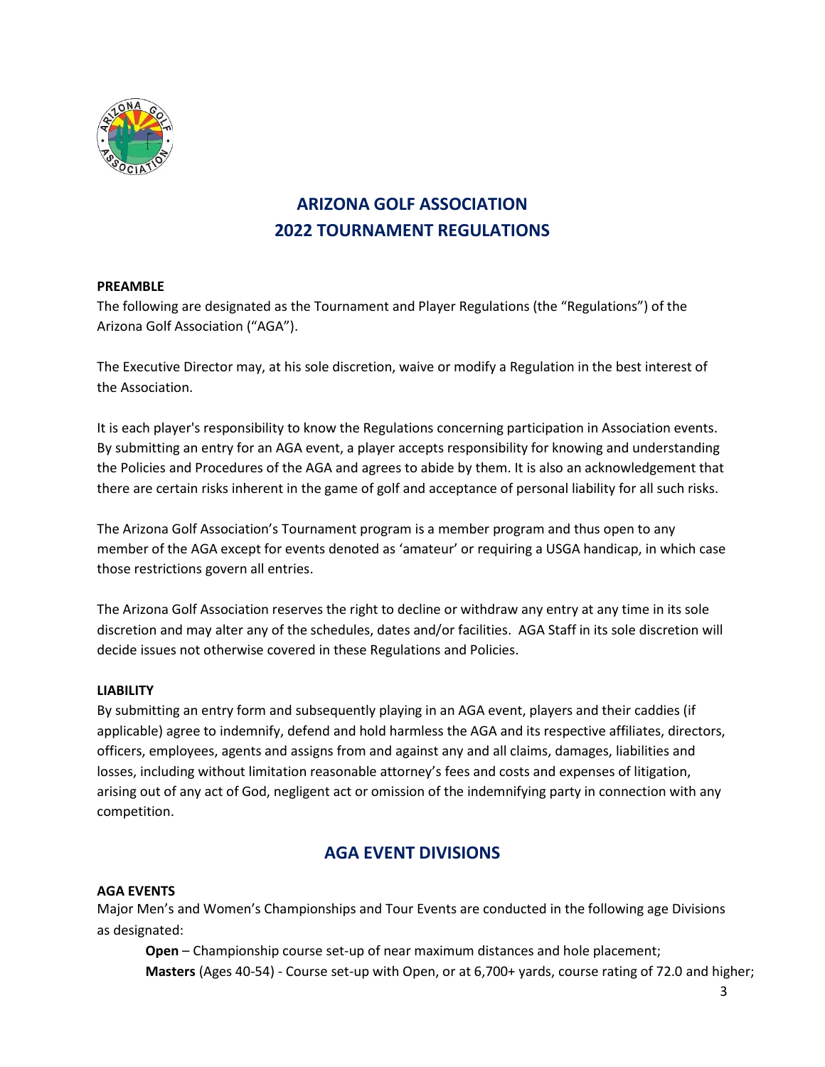# ARIZONA GOLF ASSOCIATION
# 2022 TOURNAMENT REGULATIONS

**PREAMBLE**

The following are designated as the Tournament and Player Regulations (the “Regulations”) of the Arizona Golf Association (“AGA”).

The Executive Director may, at his sole discretion, waive or modify a Regulation in the best interest of the Association.

It is each player's responsibility to know the Regulations concerning participation in Association events. By submitting an entry for an AGA event, a player accepts responsibility for knowing and understanding the Policies and Procedures of the AGA and agrees to abide by them. It is also an acknowledgement that there are certain risks inherent in the game of golf and acceptance of personal liability for all such risks.

The Arizona Golf Association’s Tournament program is a member program and thus open to any member of the AGA except for events denoted as ‘amateur’ or requiring a USGA handicap, in which case those restrictions govern all entries.

The Arizona Golf Association reserves the right to decline or withdraw any entry at any time in its sole discretion and may alter any of the schedules, dates and/or facilities. AGA Staff in its sole discretion will decide issues not otherwise covered in these Regulations and Policies.

**LIABILITY**

By submitting an entry form and subsequently playing in an AGA event, players and their caddies (if applicable) agree to indemnify, defend and hold harmless the AGA and its respective affiliates, directors, officers, employees, agents and assigns from and against any and all claims, damages, liabilities and losses, including without limitation reasonable attorney’s fees and costs and expenses of litigation, arising out of any act of God, negligent act or omission of the indemnifying party in connection with any competition.

## AGA EVENT DIVISIONS

**AGA EVENTS**

Major Men’s and Women’s Championships and Tour Events are conducted in the following age Divisions as designated:

**Open** – Championship course set-up of near maximum distances and hole placement;
**Masters** (Ages 40-54) - Course set-up with Open, or at 6,700+ yards, course rating of 72.0 and higher;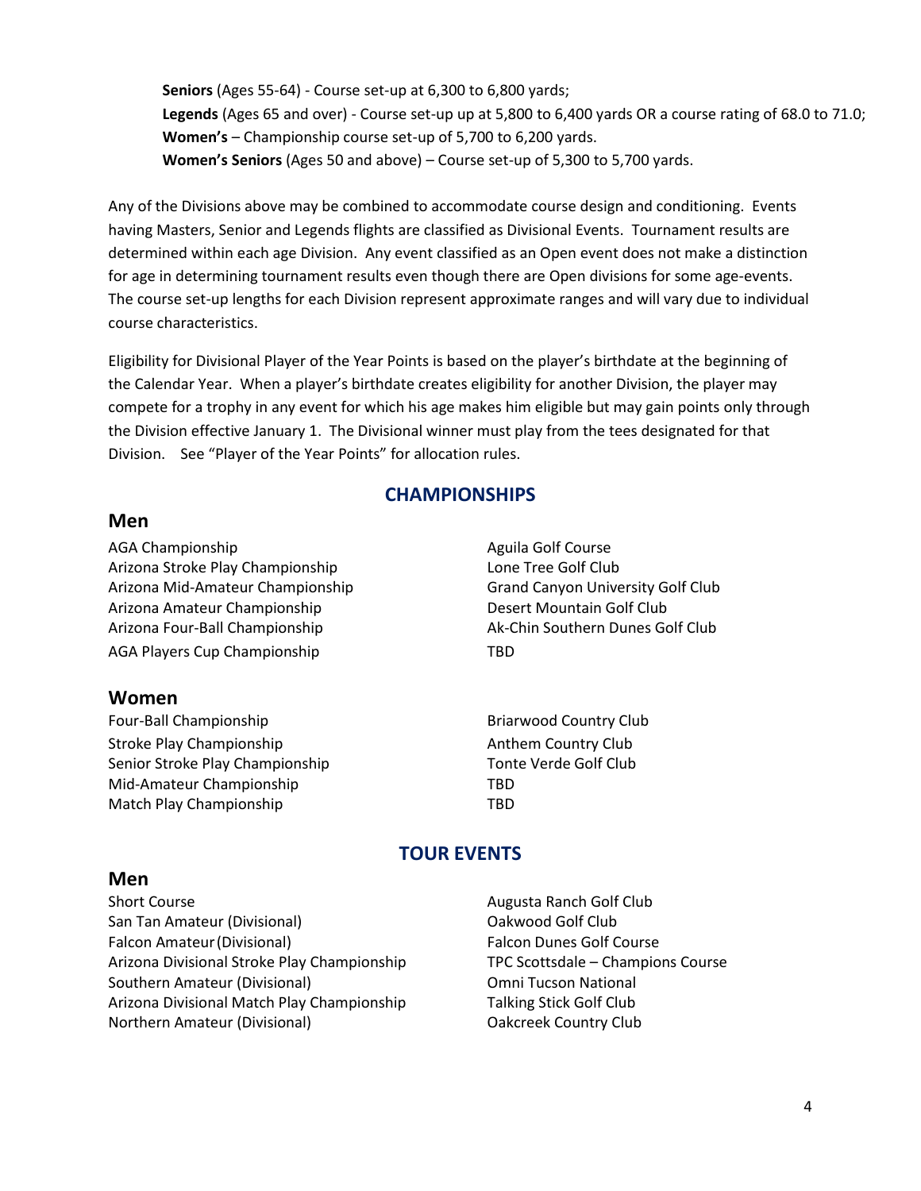**Seniors** (Ages 55-64) - Course set-up at 6,300 to 6,800 yards;
**Legends** (Ages 65 and over) - Course set-up up at 5,800 to 6,400 yards OR a course rating of 68.0 to 71.0;
**Women's** – Championship course set-up of 5,700 to 6,200 yards.
**Women's Seniors** (Ages 50 and above) – Course set-up of 5,300 to 5,700 yards.

Any of the Divisions above may be combined to accommodate course design and conditioning. Events having Masters, Senior and Legends flights are classified as Divisional Events. Tournament results are determined within each age Division. Any event classified as an Open event does not make a distinction for age in determining tournament results even though there are Open divisions for some age-events. The course set-up lengths for each Division represent approximate ranges and will vary due to individual course characteristics.

Eligibility for Divisional Player of the Year Points is based on the player's birthdate at the beginning of the Calendar Year. When a player's birthdate creates eligibility for another Division, the player may compete for a trophy in any event for which his age makes him eligible but may gain points only through the Division effective January 1. The Divisional winner must play from the tees designated for that Division. See "Player of the Year Points" for allocation rules.

## CHAMPIONSHIPS

### Men

| | |
|---|---|
| AGA Championship | Aguila Golf Course |
| Arizona Stroke Play Championship | Lone Tree Golf Club |
| Arizona Mid-Amateur Championship | Grand Canyon University Golf Club |
| Arizona Amateur Championship | Desert Mountain Golf Club |
| Arizona Four-Ball Championship | Ak-Chin Southern Dunes Golf Club |
| AGA Players Cup Championship | TBD |

### Women

| | |
|---|---|
| Four-Ball Championship | Briarwood Country Club |
| Stroke Play Championship | Anthem Country Club |
| Senior Stroke Play Championship | Tonte Verde Golf Club |
| Mid-Amateur Championship | TBD |
| Match Play Championship | TBD |

## TOUR EVENTS

### Men

| | |
|---|---|
| Short Course | Augusta Ranch Golf Club |
| San Tan Amateur (Divisional) | Oakwood Golf Club |
| Falcon Amateur (Divisional) | Falcon Dunes Golf Course |
| Arizona Divisional Stroke Play Championship | TPC Scottsdale – Champions Course |
| Southern Amateur (Divisional) | Omni Tucson National |
| Arizona Divisional Match Play Championship | Talking Stick Golf Club |
| Northern Amateur (Divisional) | Oakcreek Country Club |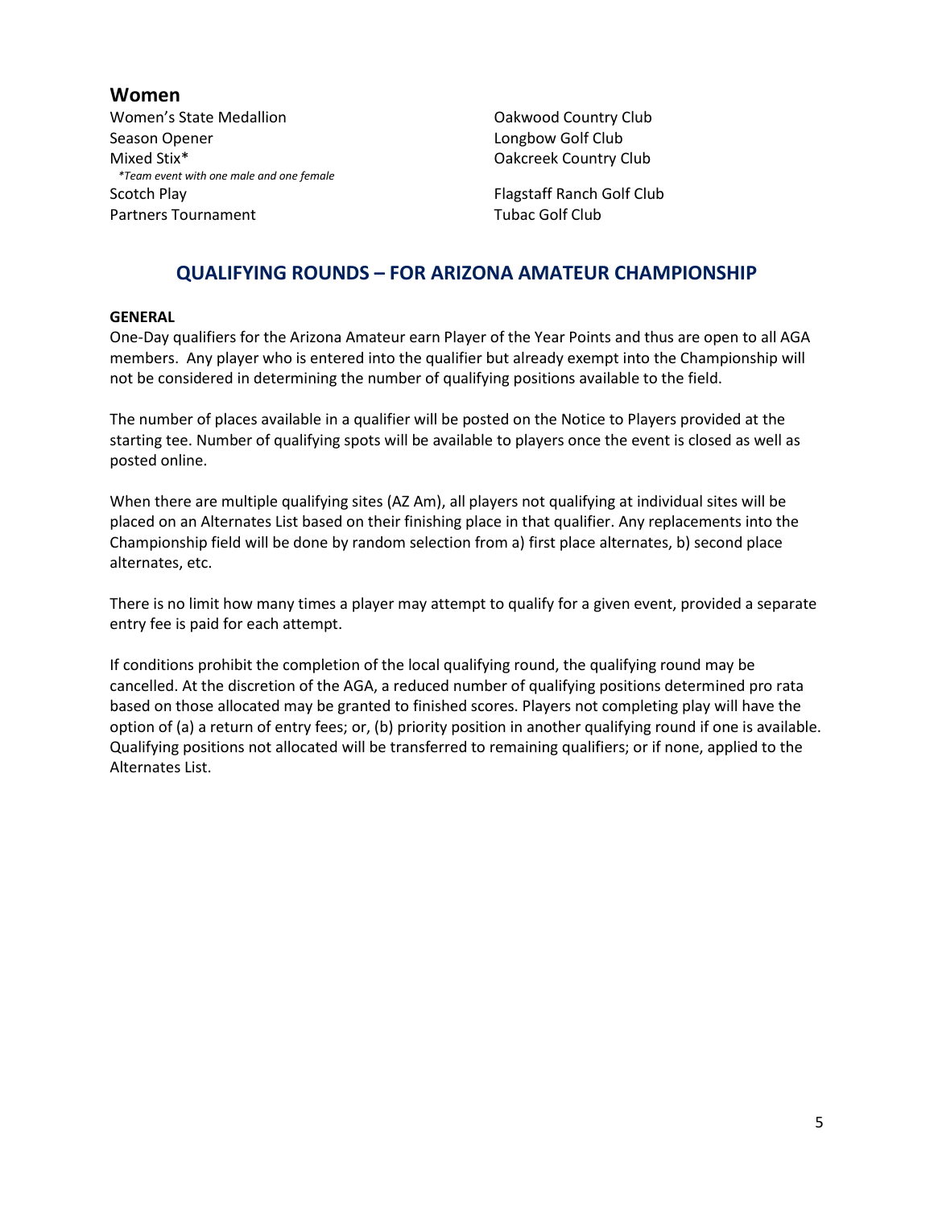## Women

| | |
|---|---|
| Women's State Medallion | Oakwood Country Club |
| Season Opener | Longbow Golf Club |
| Mixed Stix* | Oakcreek Country Club |
| *\*Team event with one male and one female* | |
| Scotch Play | Flagstaff Ranch Golf Club |
| Partners Tournament | Tubac Golf Club |

## QUALIFYING ROUNDS – FOR ARIZONA AMATEUR CHAMPIONSHIP

**GENERAL**

One-Day qualifiers for the Arizona Amateur earn Player of the Year Points and thus are open to all AGA members. Any player who is entered into the qualifier but already exempt into the Championship will not be considered in determining the number of qualifying positions available to the field.

The number of places available in a qualifier will be posted on the Notice to Players provided at the starting tee. Number of qualifying spots will be available to players once the event is closed as well as posted online.

When there are multiple qualifying sites (AZ Am), all players not qualifying at individual sites will be placed on an Alternates List based on their finishing place in that qualifier. Any replacements into the Championship field will be done by random selection from a) first place alternates, b) second place alternates, etc.

There is no limit how many times a player may attempt to qualify for a given event, provided a separate entry fee is paid for each attempt.

If conditions prohibit the completion of the local qualifying round, the qualifying round may be cancelled. At the discretion of the AGA, a reduced number of qualifying positions determined pro rata based on those allocated may be granted to finished scores. Players not completing play will have the option of (a) a return of entry fees; or, (b) priority position in another qualifying round if one is available. Qualifying positions not allocated will be transferred to remaining qualifiers; or if none, applied to the Alternates List.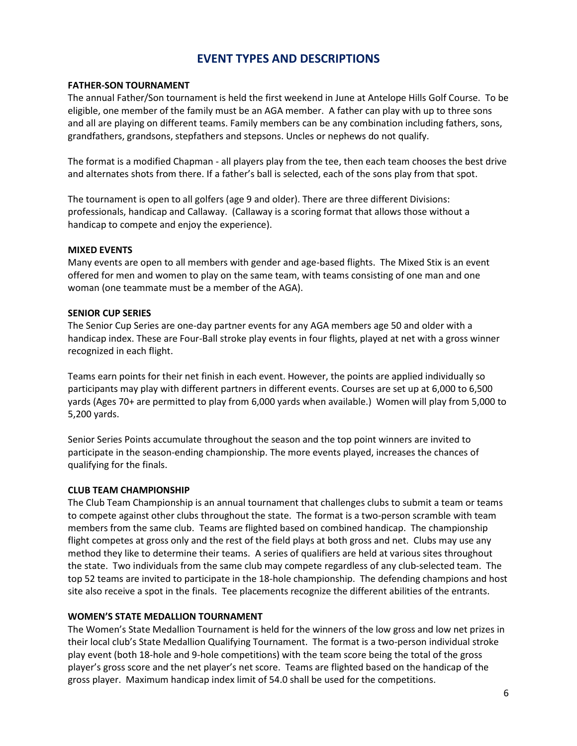# EVENT TYPES AND DESCRIPTIONS

**FATHER-SON TOURNAMENT**

The annual Father/Son tournament is held the first weekend in June at Antelope Hills Golf Course. To be eligible, one member of the family must be an AGA member. A father can play with up to three sons and all are playing on different teams. Family members can be any combination including fathers, sons, grandfathers, grandsons, stepfathers and stepsons. Uncles or nephews do not qualify.

The format is a modified Chapman - all players play from the tee, then each team chooses the best drive and alternates shots from there. If a father's ball is selected, each of the sons play from that spot.

The tournament is open to all golfers (age 9 and older). There are three different Divisions: professionals, handicap and Callaway. (Callaway is a scoring format that allows those without a handicap to compete and enjoy the experience).

**MIXED EVENTS**

Many events are open to all members with gender and age-based flights. The Mixed Stix is an event offered for men and women to play on the same team, with teams consisting of one man and one woman (one teammate must be a member of the AGA).

**SENIOR CUP SERIES**

The Senior Cup Series are one-day partner events for any AGA members age 50 and older with a handicap index. These are Four-Ball stroke play events in four flights, played at net with a gross winner recognized in each flight.

Teams earn points for their net finish in each event. However, the points are applied individually so participants may play with different partners in different events. Courses are set up at 6,000 to 6,500 yards (Ages 70+ are permitted to play from 6,000 yards when available.) Women will play from 5,000 to 5,200 yards.

Senior Series Points accumulate throughout the season and the top point winners are invited to participate in the season-ending championship. The more events played, increases the chances of qualifying for the finals.

**CLUB TEAM CHAMPIONSHIP**

The Club Team Championship is an annual tournament that challenges clubs to submit a team or teams to compete against other clubs throughout the state. The format is a two-person scramble with team members from the same club. Teams are flighted based on combined handicap. The championship flight competes at gross only and the rest of the field plays at both gross and net. Clubs may use any method they like to determine their teams. A series of qualifiers are held at various sites throughout the state. Two individuals from the same club may compete regardless of any club-selected team. The top 52 teams are invited to participate in the 18-hole championship. The defending champions and host site also receive a spot in the finals. Tee placements recognize the different abilities of the entrants.

**WOMEN'S STATE MEDALLION TOURNAMENT**

The Women's State Medallion Tournament is held for the winners of the low gross and low net prizes in their local club's State Medallion Qualifying Tournament. The format is a two-person individual stroke play event (both 18-hole and 9-hole competitions) with the team score being the total of the gross player's gross score and the net player's net score. Teams are flighted based on the handicap of the gross player. Maximum handicap index limit of 54.0 shall be used for the competitions.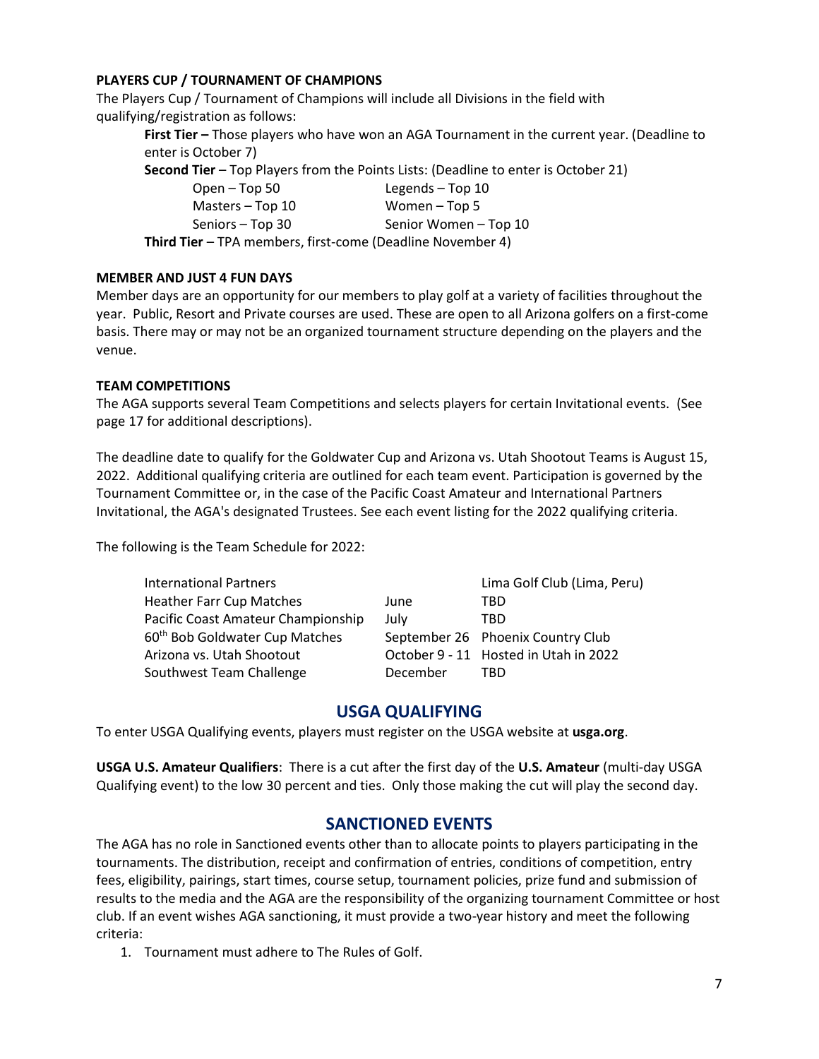**PLAYERS CUP / TOURNAMENT OF CHAMPIONS**

The Players Cup / Tournament of Champions will include all Divisions in the field with qualifying/registration as follows:

**First Tier –** Those players who have won an AGA Tournament in the current year. (Deadline to enter is October 7)

**Second Tier** – Top Players from the Points Lists: (Deadline to enter is October 21)

| | |
|---|---|
| Open – Top 50 | Legends – Top 10 |
| Masters – Top 10 | Women – Top 5 |
| Seniors – Top 30 | Senior Women – Top 10 |

**Third Tier** – TPA members, first-come (Deadline November 4)

**MEMBER AND JUST 4 FUN DAYS**

Member days are an opportunity for our members to play golf at a variety of facilities throughout the year. Public, Resort and Private courses are used. These are open to all Arizona golfers on a first-come basis. There may or may not be an organized tournament structure depending on the players and the venue.

**TEAM COMPETITIONS**

The AGA supports several Team Competitions and selects players for certain Invitational events. (See page 17 for additional descriptions).

The deadline date to qualify for the Goldwater Cup and Arizona vs. Utah Shootout Teams is August 15, 2022. Additional qualifying criteria are outlined for each team event. Participation is governed by the Tournament Committee or, in the case of the Pacific Coast Amateur and International Partners Invitational, the AGA's designated Trustees. See each event listing for the 2022 qualifying criteria.

The following is the Team Schedule for 2022:

| | | |
|---|---|---|
| International Partners | | Lima Golf Club (Lima, Peru) |
| Heather Farr Cup Matches | June | TBD |
| Pacific Coast Amateur Championship | July | TBD |
| 60th Bob Goldwater Cup Matches | September 26 | Phoenix Country Club |
| Arizona vs. Utah Shootout | October 9 - 11 | Hosted in Utah in 2022 |
| Southwest Team Challenge | December | TBD |

## USGA QUALIFYING

To enter USGA Qualifying events, players must register on the USGA website at **usga.org**.

**USGA U.S. Amateur Qualifiers**: There is a cut after the first day of the **U.S. Amateur** (multi-day USGA Qualifying event) to the low 30 percent and ties. Only those making the cut will play the second day.

## SANCTIONED EVENTS

The AGA has no role in Sanctioned events other than to allocate points to players participating in the tournaments. The distribution, receipt and confirmation of entries, conditions of competition, entry fees, eligibility, pairings, start times, course setup, tournament policies, prize fund and submission of results to the media and the AGA are the responsibility of the organizing tournament Committee or host club. If an event wishes AGA sanctioning, it must provide a two-year history and meet the following criteria:

1. Tournament must adhere to The Rules of Golf.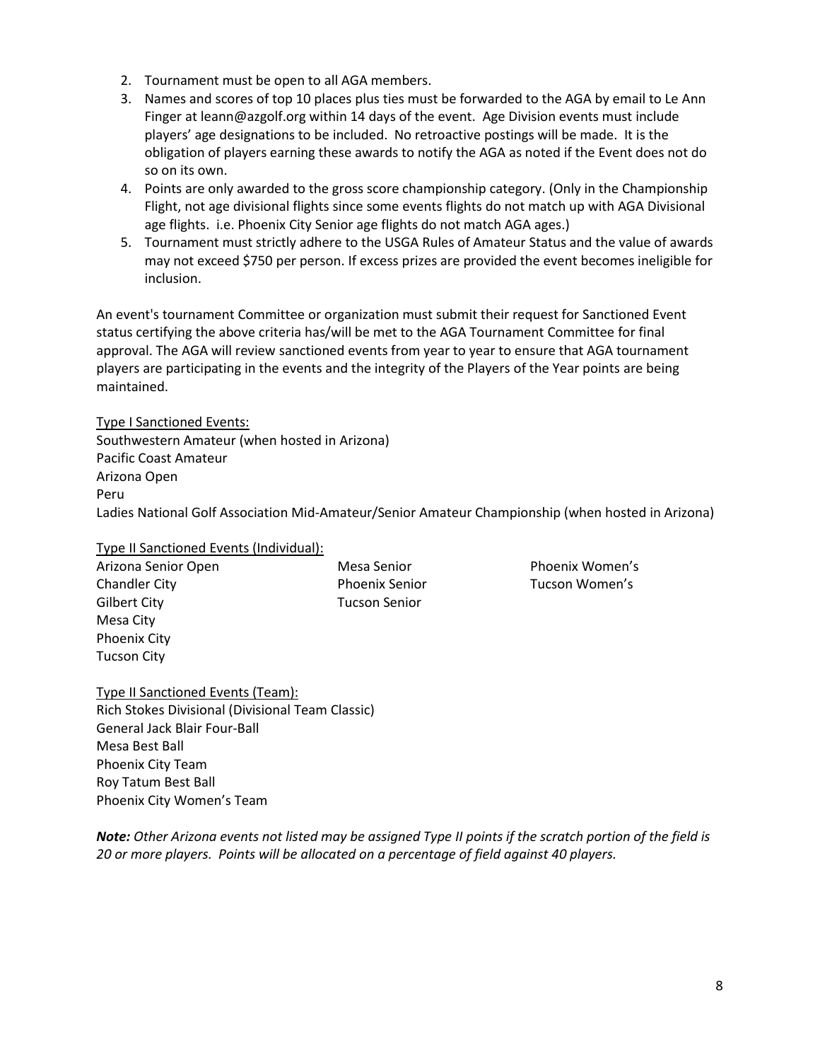2. Tournament must be open to all AGA members.
3. Names and scores of top 10 places plus ties must be forwarded to the AGA by email to Le Ann Finger at leann@azgolf.org within 14 days of the event. Age Division events must include players' age designations to be included. No retroactive postings will be made. It is the obligation of players earning these awards to notify the AGA as noted if the Event does not do so on its own.
4. Points are only awarded to the gross score championship category. (Only in the Championship Flight, not age divisional flights since some events flights do not match up with AGA Divisional age flights. i.e. Phoenix City Senior age flights do not match AGA ages.)
5. Tournament must strictly adhere to the USGA Rules of Amateur Status and the value of awards may not exceed $750 per person. If excess prizes are provided the event becomes ineligible for inclusion.

An event's tournament Committee or organization must submit their request for Sanctioned Event status certifying the above criteria has/will be met to the AGA Tournament Committee for final approval. The AGA will review sanctioned events from year to year to ensure that AGA tournament players are participating in the events and the integrity of the Players of the Year points are being maintained.

<u>Type I Sanctioned Events:</u>

Southwestern Amateur (when hosted in Arizona)
Pacific Coast Amateur
Arizona Open
Peru
Ladies National Golf Association Mid-Amateur/Senior Amateur Championship (when hosted in Arizona)

<u>Type II Sanctioned Events (Individual):</u>

| | | |
|---|---|---|
| Arizona Senior Open | Mesa Senior | Phoenix Women's |
| Chandler City | Phoenix Senior | Tucson Women's |
| Gilbert City | Tucson Senior | |
| Mesa City | | |
| Phoenix City | | |
| Tucson City | | |

<u>Type II Sanctioned Events (Team):</u>

Rich Stokes Divisional (Divisional Team Classic)
General Jack Blair Four-Ball
Mesa Best Ball
Phoenix City Team
Roy Tatum Best Ball
Phoenix City Women's Team

***Note:*** *Other Arizona events not listed may be assigned Type II points if the scratch portion of the field is 20 or more players. Points will be allocated on a percentage of field against 40 players.*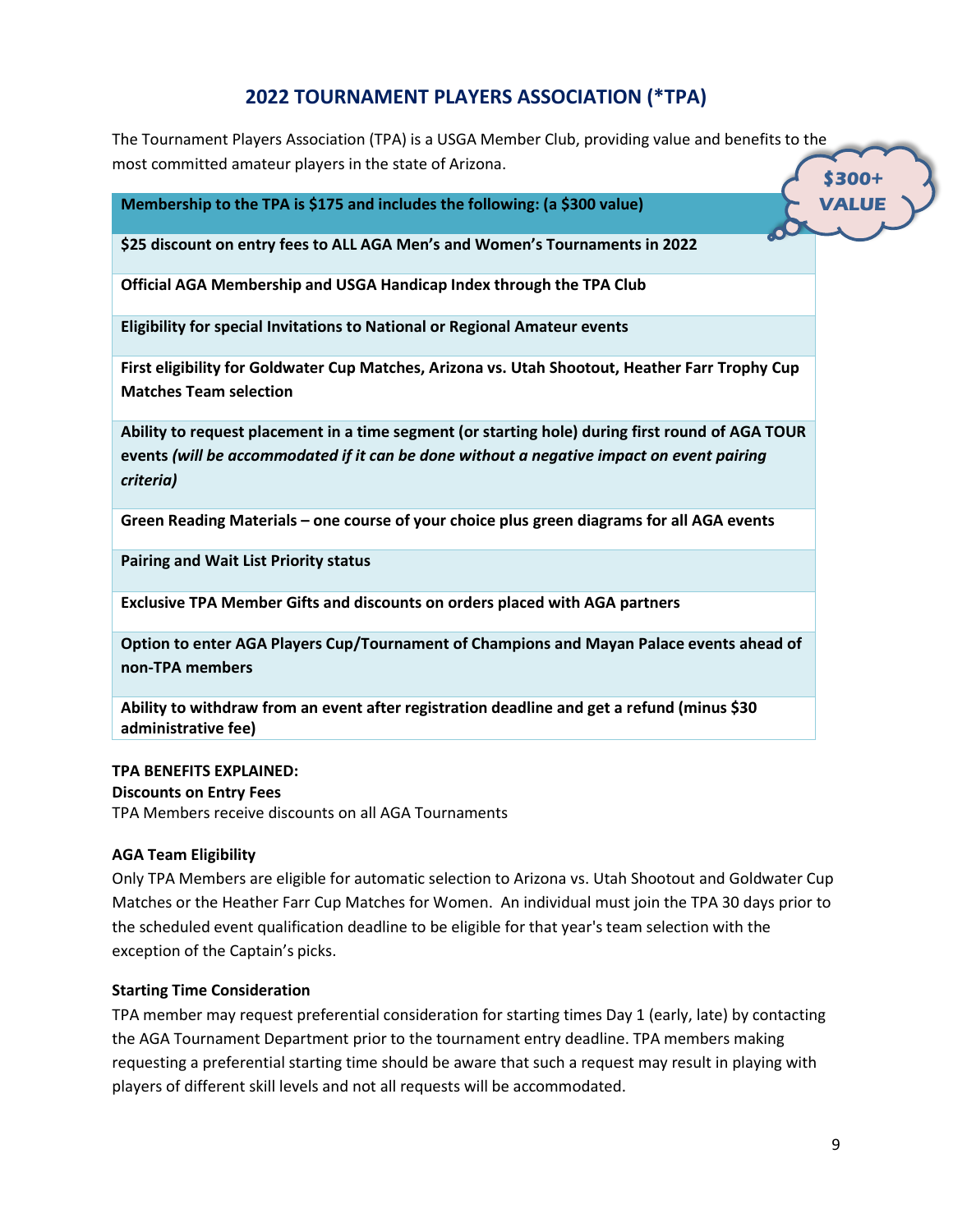# 2022 TOURNAMENT PLAYERS ASSOCIATION (*TPA)

The Tournament Players Association (TPA) is a USGA Member Club, providing value and benefits to the most committed amateur players in the state of Arizona.

$300+ VALUE

| **Membership to the TPA is $175 and includes the following: (a $300 value)** |
|---|
| **$25 discount on entry fees to ALL AGA Men's and Women's Tournaments in 2022** |
| **Official AGA Membership and USGA Handicap Index through the TPA Club** |
| **Eligibility for special Invitations to National or Regional Amateur events** |
| **First eligibility for Goldwater Cup Matches, Arizona vs. Utah Shootout, Heather Farr Trophy Cup Matches Team selection** |
| **Ability to request placement in a time segment (or starting hole) during first round of AGA TOUR events *(will be accommodated if it can be done without a negative impact on event pairing criteria)*** |
| **Green Reading Materials – one course of your choice plus green diagrams for all AGA events** |
| **Pairing and Wait List Priority status** |
| **Exclusive TPA Member Gifts and discounts on orders placed with AGA partners** |
| **Option to enter AGA Players Cup/Tournament of Champions and Mayan Palace events ahead of non-TPA members** |
| **Ability to withdraw from an event after registration deadline and get a refund (minus $30 administrative fee)** |

**TPA BENEFITS EXPLAINED:**

**Discounts on Entry Fees**

TPA Members receive discounts on all AGA Tournaments

**AGA Team Eligibility**

Only TPA Members are eligible for automatic selection to Arizona vs. Utah Shootout and Goldwater Cup Matches or the Heather Farr Cup Matches for Women. An individual must join the TPA 30 days prior to the scheduled event qualification deadline to be eligible for that year's team selection with the exception of the Captain's picks.

**Starting Time Consideration**

TPA member may request preferential consideration for starting times Day 1 (early, late) by contacting the AGA Tournament Department prior to the tournament entry deadline. TPA members making requesting a preferential starting time should be aware that such a request may result in playing with players of different skill levels and not all requests will be accommodated.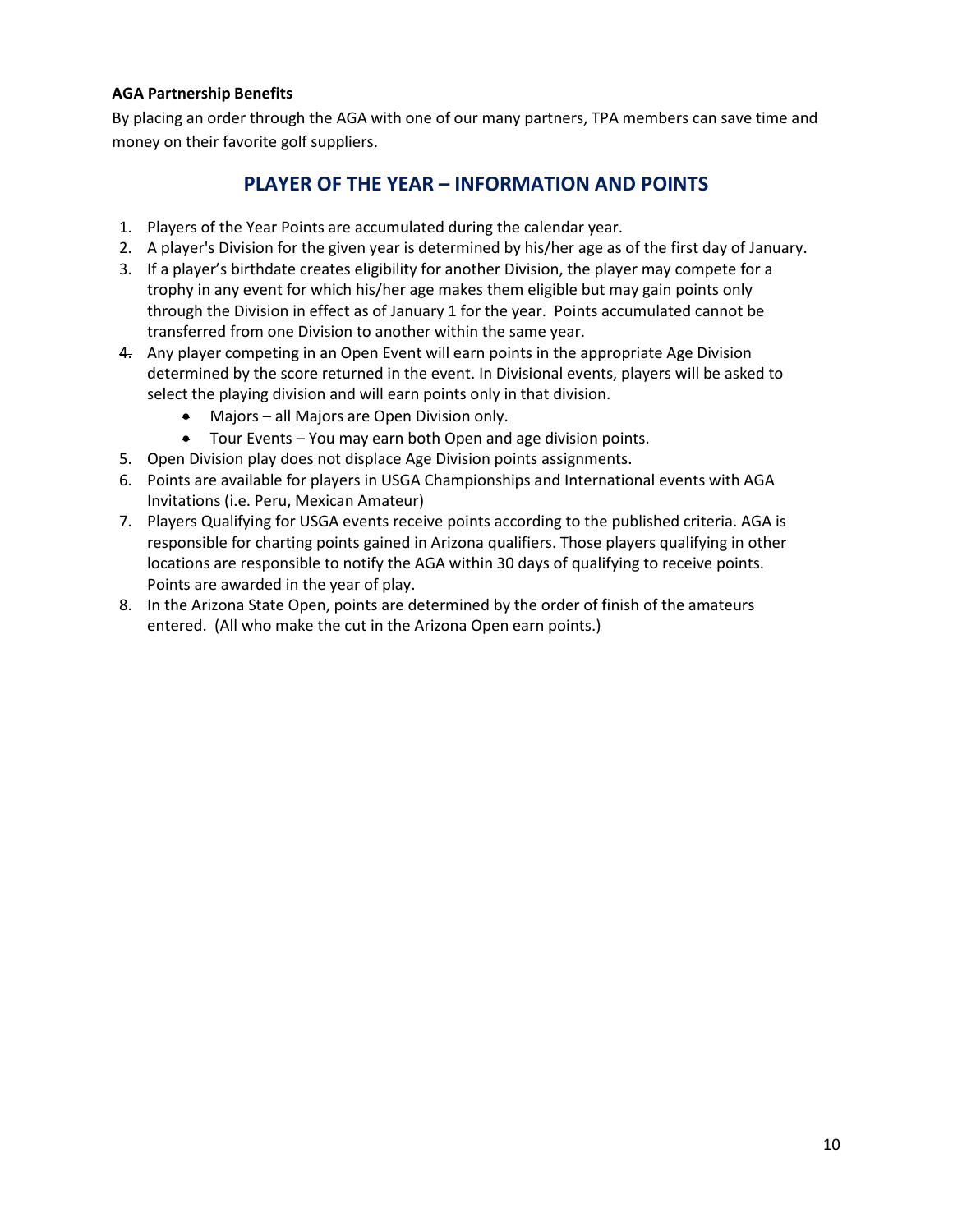**AGA Partnership Benefits**

By placing an order through the AGA with one of our many partners, TPA members can save time and money on their favorite golf suppliers.

## PLAYER OF THE YEAR – INFORMATION AND POINTS

1. Players of the Year Points are accumulated during the calendar year.
2. A player's Division for the given year is determined by his/her age as of the first day of January.
3. If a player's birthdate creates eligibility for another Division, the player may compete for a trophy in any event for which his/her age makes them eligible but may gain points only through the Division in effect as of January 1 for the year. Points accumulated cannot be transferred from one Division to another within the same year.
4. Any player competing in an Open Event will earn points in the appropriate Age Division determined by the score returned in the event. In Divisional events, players will be asked to select the playing division and will earn points only in that division.
   - Majors – all Majors are Open Division only.
   - Tour Events – You may earn both Open and age division points.
5. Open Division play does not displace Age Division points assignments.
6. Points are available for players in USGA Championships and International events with AGA Invitations (i.e. Peru, Mexican Amateur)
7. Players Qualifying for USGA events receive points according to the published criteria. AGA is responsible for charting points gained in Arizona qualifiers. Those players qualifying in other locations are responsible to notify the AGA within 30 days of qualifying to receive points. Points are awarded in the year of play.
8. In the Arizona State Open, points are determined by the order of finish of the amateurs entered. (All who make the cut in the Arizona Open earn points.)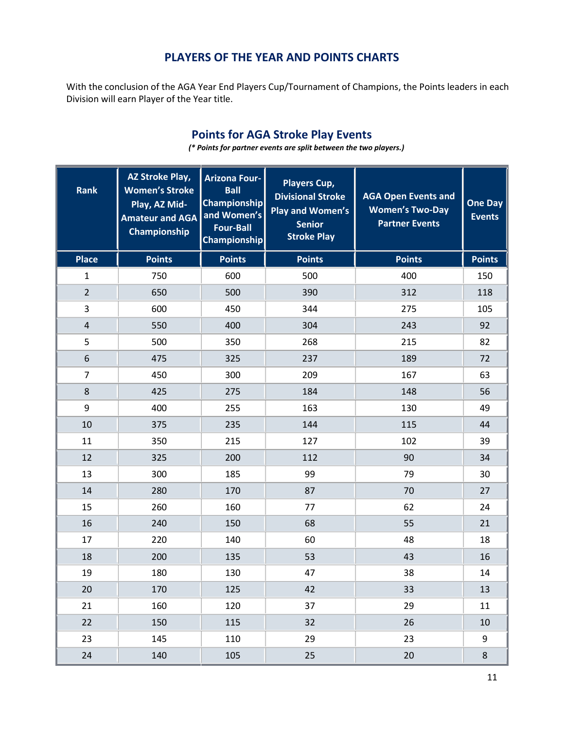# PLAYERS OF THE YEAR AND POINTS CHARTS

With the conclusion of the AGA Year End Players Cup/Tournament of Champions, the Points leaders in each Division will earn Player of the Year title.

## Points for AGA Stroke Play Events

***(* Points for partner events are split between the two players.)***

| Rank | AZ Stroke Play, Women's Stroke Play, AZ Mid-Amateur and AGA Championship | Arizona Four-Ball Championship and Women's Four-Ball Championship | Players Cup, Divisional Stroke Play and Women's Senior Stroke Play | AGA Open Events and Women's Two-Day Partner Events | One Day Events |
|---|---|---|---|---|---|
| **Place** | **Points** | **Points** | **Points** | **Points** | **Points** |
| 1 | 750 | 600 | 500 | 400 | 150 |
| 2 | 650 | 500 | 390 | 312 | 118 |
| 3 | 600 | 450 | 344 | 275 | 105 |
| 4 | 550 | 400 | 304 | 243 | 92 |
| 5 | 500 | 350 | 268 | 215 | 82 |
| 6 | 475 | 325 | 237 | 189 | 72 |
| 7 | 450 | 300 | 209 | 167 | 63 |
| 8 | 425 | 275 | 184 | 148 | 56 |
| 9 | 400 | 255 | 163 | 130 | 49 |
| 10 | 375 | 235 | 144 | 115 | 44 |
| 11 | 350 | 215 | 127 | 102 | 39 |
| 12 | 325 | 200 | 112 | 90 | 34 |
| 13 | 300 | 185 | 99 | 79 | 30 |
| 14 | 280 | 170 | 87 | 70 | 27 |
| 15 | 260 | 160 | 77 | 62 | 24 |
| 16 | 240 | 150 | 68 | 55 | 21 |
| 17 | 220 | 140 | 60 | 48 | 18 |
| 18 | 200 | 135 | 53 | 43 | 16 |
| 19 | 180 | 130 | 47 | 38 | 14 |
| 20 | 170 | 125 | 42 | 33 | 13 |
| 21 | 160 | 120 | 37 | 29 | 11 |
| 22 | 150 | 115 | 32 | 26 | 10 |
| 23 | 145 | 110 | 29 | 23 | 9 |
| 24 | 140 | 105 | 25 | 20 | 8 |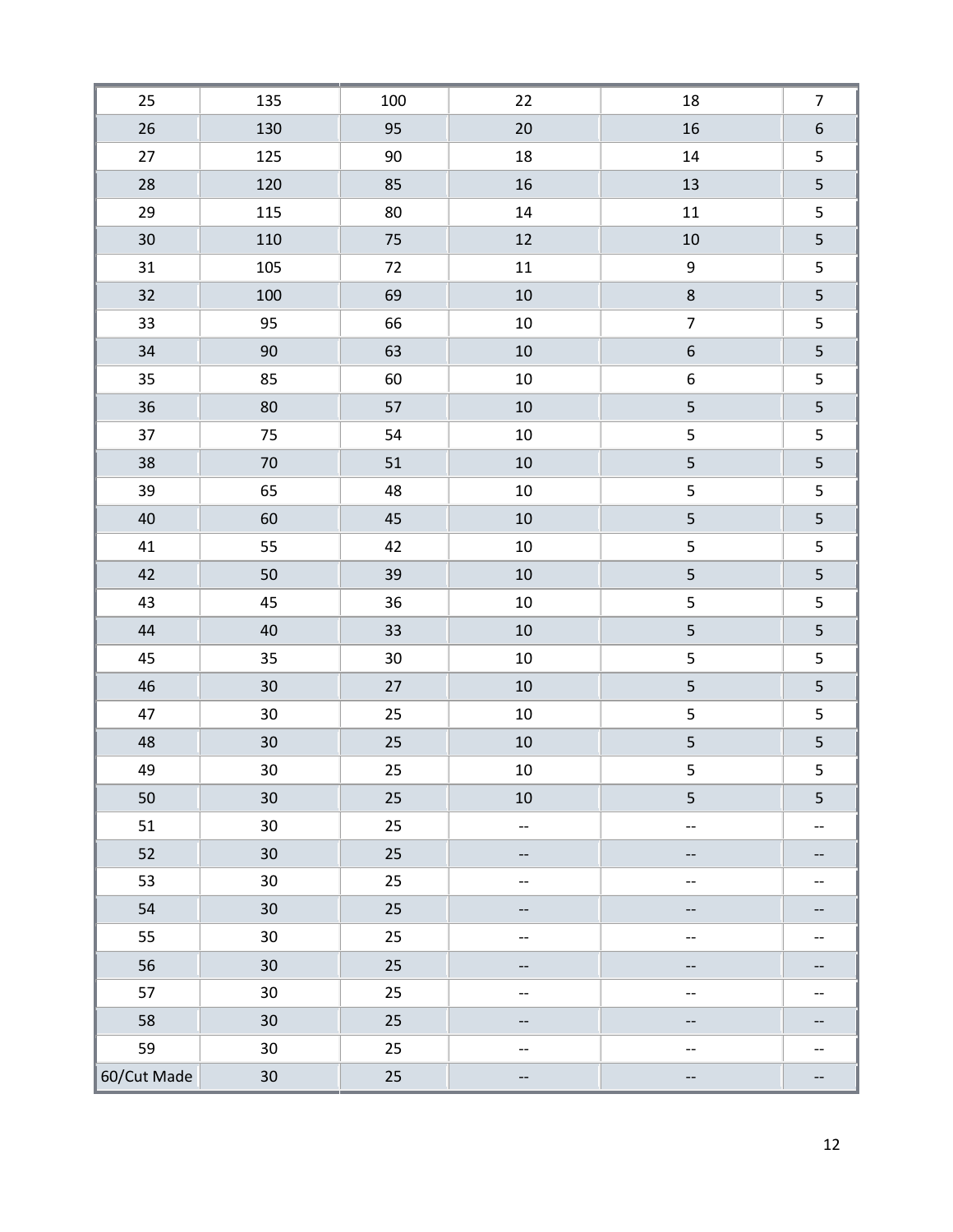| | | | | | |
|---|---|---|---|---|---|
| 25 | 135 | 100 | 22 | 18 | 7 |
| 26 | 130 | 95 | 20 | 16 | 6 |
| 27 | 125 | 90 | 18 | 14 | 5 |
| 28 | 120 | 85 | 16 | 13 | 5 |
| 29 | 115 | 80 | 14 | 11 | 5 |
| 30 | 110 | 75 | 12 | 10 | 5 |
| 31 | 105 | 72 | 11 | 9 | 5 |
| 32 | 100 | 69 | 10 | 8 | 5 |
| 33 | 95 | 66 | 10 | 7 | 5 |
| 34 | 90 | 63 | 10 | 6 | 5 |
| 35 | 85 | 60 | 10 | 6 | 5 |
| 36 | 80 | 57 | 10 | 5 | 5 |
| 37 | 75 | 54 | 10 | 5 | 5 |
| 38 | 70 | 51 | 10 | 5 | 5 |
| 39 | 65 | 48 | 10 | 5 | 5 |
| 40 | 60 | 45 | 10 | 5 | 5 |
| 41 | 55 | 42 | 10 | 5 | 5 |
| 42 | 50 | 39 | 10 | 5 | 5 |
| 43 | 45 | 36 | 10 | 5 | 5 |
| 44 | 40 | 33 | 10 | 5 | 5 |
| 45 | 35 | 30 | 10 | 5 | 5 |
| 46 | 30 | 27 | 10 | 5 | 5 |
| 47 | 30 | 25 | 10 | 5 | 5 |
| 48 | 30 | 25 | 10 | 5 | 5 |
| 49 | 30 | 25 | 10 | 5 | 5 |
| 50 | 30 | 25 | 10 | 5 | 5 |
| 51 | 30 | 25 | -- | -- | -- |
| 52 | 30 | 25 | -- | -- | -- |
| 53 | 30 | 25 | -- | -- | -- |
| 54 | 30 | 25 | -- | -- | -- |
| 55 | 30 | 25 | -- | -- | -- |
| 56 | 30 | 25 | -- | -- | -- |
| 57 | 30 | 25 | -- | -- | -- |
| 58 | 30 | 25 | -- | -- | -- |
| 59 | 30 | 25 | -- | -- | -- |
| 60/Cut Made | 30 | 25 | -- | -- | -- |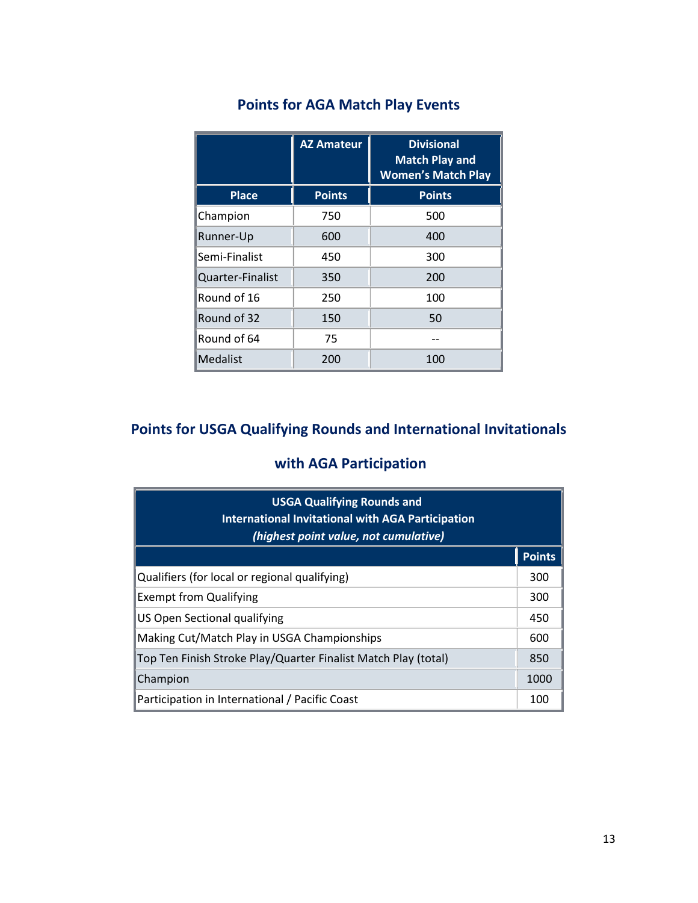## Points for AGA Match Play Events

| | AZ Amateur | Divisional Match Play and Women's Match Play |
|---|---|---|
| **Place** | **Points** | **Points** |
| Champion | 750 | 500 |
| Runner-Up | 600 | 400 |
| Semi-Finalist | 450 | 300 |
| Quarter-Finalist | 350 | 200 |
| Round of 16 | 250 | 100 |
| Round of 32 | 150 | 50 |
| Round of 64 | 75 | -- |
| Medalist | 200 | 100 |

## Points for USGA Qualifying Rounds and International Invitationals with AGA Participation

| USGA Qualifying Rounds and International Invitational with AGA Participation *(highest point value, not cumulative)* | |
|---|---|
| | **Points** |
| Qualifiers (for local or regional qualifying) | 300 |
| Exempt from Qualifying | 300 |
| US Open Sectional qualifying | 450 |
| Making Cut/Match Play in USGA Championships | 600 |
| Top Ten Finish Stroke Play/Quarter Finalist Match Play (total) | 850 |
| Champion | 1000 |
| Participation in International / Pacific Coast | 100 |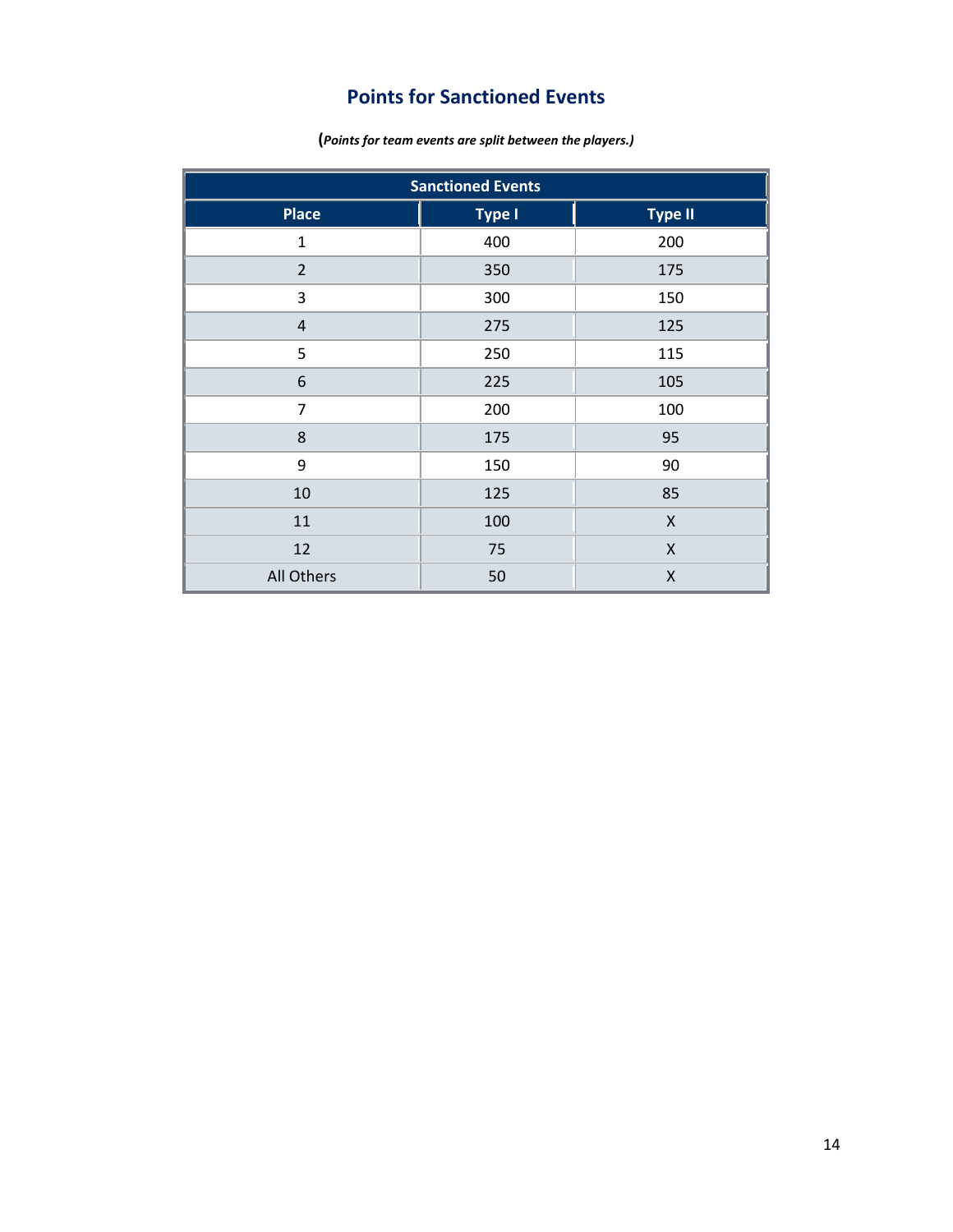## Points for Sanctioned Events

(*Points for team events are split between the players.)*

| Sanctioned Events | | |
|---|---|---|
| **Place** | **Type I** | **Type II** |
| 1 | 400 | 200 |
| 2 | 350 | 175 |
| 3 | 300 | 150 |
| 4 | 275 | 125 |
| 5 | 250 | 115 |
| 6 | 225 | 105 |
| 7 | 200 | 100 |
| 8 | 175 | 95 |
| 9 | 150 | 90 |
| 10 | 125 | 85 |
| 11 | 100 | X |
| 12 | 75 | X |
| All Others | 50 | X |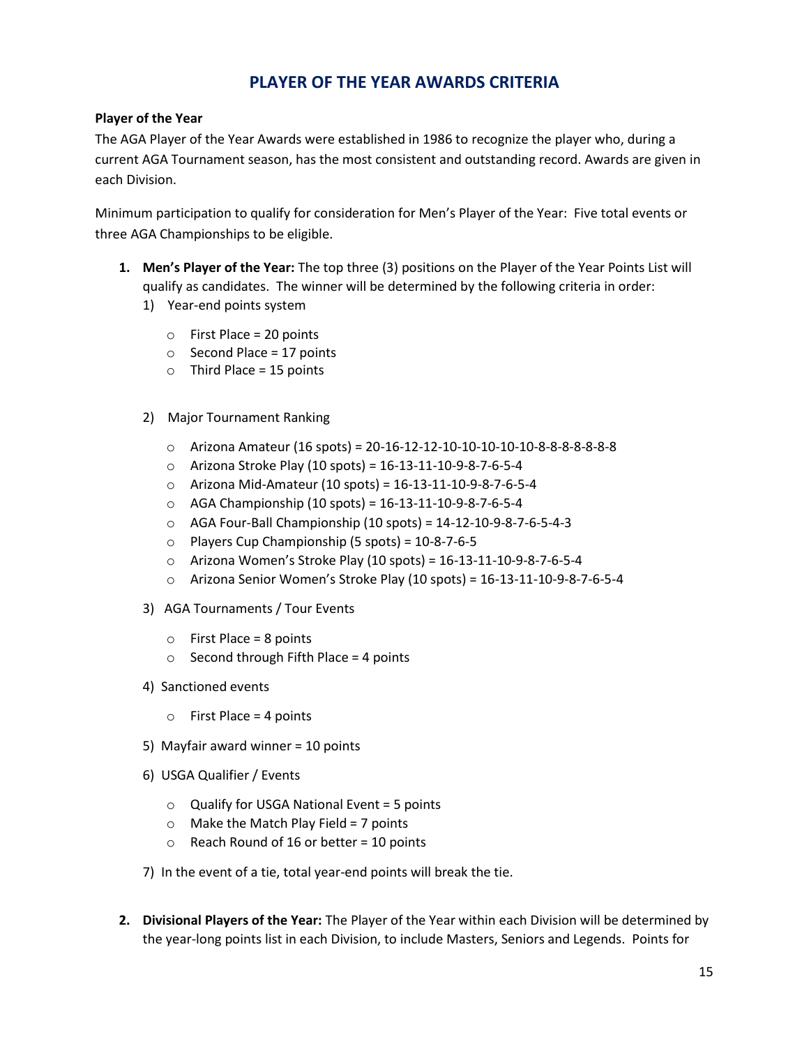# PLAYER OF THE YEAR AWARDS CRITERIA

**Player of the Year**

The AGA Player of the Year Awards were established in 1986 to recognize the player who, during a current AGA Tournament season, has the most consistent and outstanding record. Awards are given in each Division.

Minimum participation to qualify for consideration for Men's Player of the Year: Five total events or three AGA Championships to be eligible.

1. **Men's Player of the Year:** The top three (3) positions on the Player of the Year Points List will qualify as candidates. The winner will be determined by the following criteria in order:
   1) Year-end points system
      - First Place = 20 points
      - Second Place = 17 points
      - Third Place = 15 points
   2) Major Tournament Ranking
      - Arizona Amateur (16 spots) = 20-16-12-12-10-10-10-10-10-8-8-8-8-8-8-8
      - Arizona Stroke Play (10 spots) = 16-13-11-10-9-8-7-6-5-4
      - Arizona Mid-Amateur (10 spots) = 16-13-11-10-9-8-7-6-5-4
      - AGA Championship (10 spots) = 16-13-11-10-9-8-7-6-5-4
      - AGA Four-Ball Championship (10 spots) = 14-12-10-9-8-7-6-5-4-3
      - Players Cup Championship (5 spots) = 10-8-7-6-5
      - Arizona Women's Stroke Play (10 spots) = 16-13-11-10-9-8-7-6-5-4
      - Arizona Senior Women's Stroke Play (10 spots) = 16-13-11-10-9-8-7-6-5-4
   3) AGA Tournaments / Tour Events
      - First Place = 8 points
      - Second through Fifth Place = 4 points
   4) Sanctioned events
      - First Place = 4 points
   5) Mayfair award winner = 10 points
   6) USGA Qualifier / Events
      - Qualify for USGA National Event = 5 points
      - Make the Match Play Field = 7 points
      - Reach Round of 16 or better = 10 points
   7) In the event of a tie, total year-end points will break the tie.

2. **Divisional Players of the Year:** The Player of the Year within each Division will be determined by the year-long points list in each Division, to include Masters, Seniors and Legends. Points for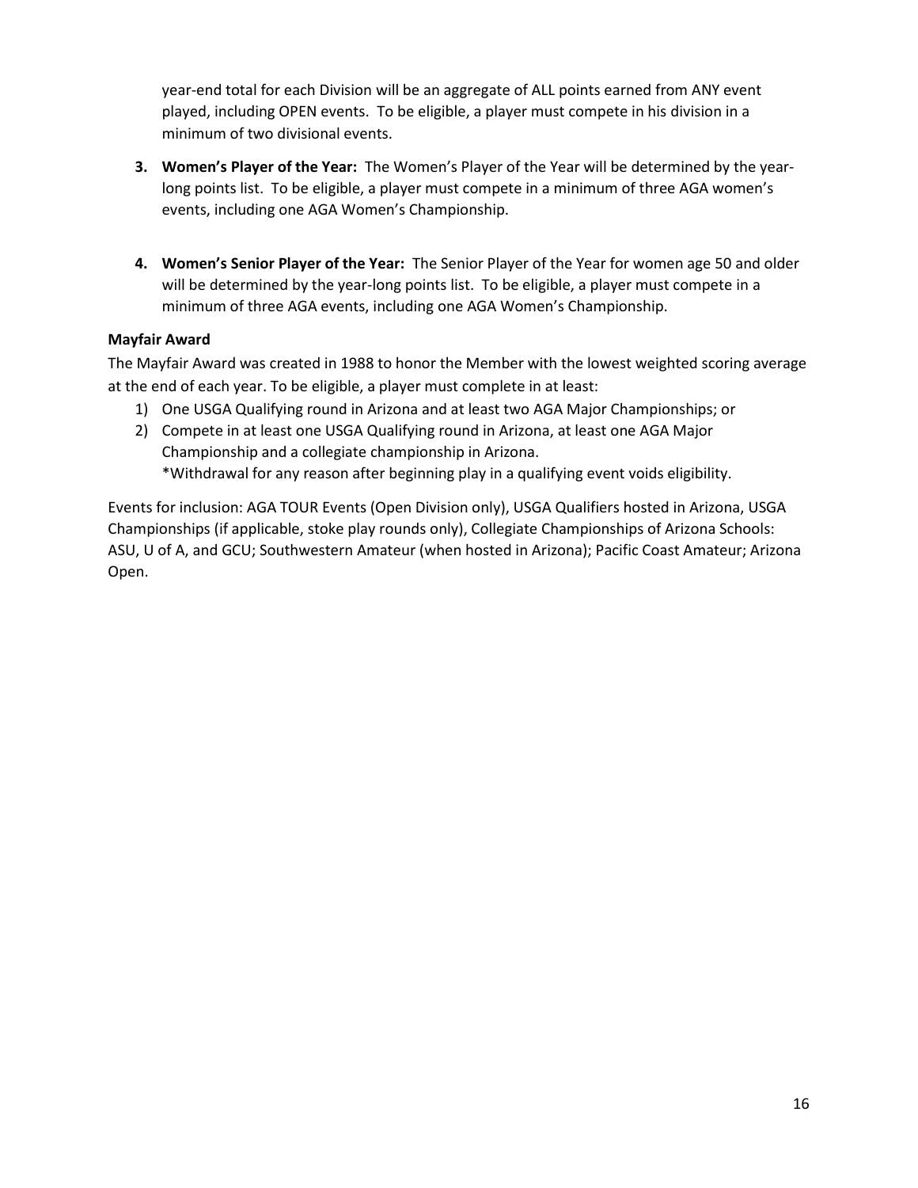year-end total for each Division will be an aggregate of ALL points earned from ANY event played, including OPEN events. To be eligible, a player must compete in his division in a minimum of two divisional events.

3. **Women's Player of the Year:** The Women's Player of the Year will be determined by the year-long points list. To be eligible, a player must compete in a minimum of three AGA women's events, including one AGA Women's Championship.

4. **Women's Senior Player of the Year:** The Senior Player of the Year for women age 50 and older will be determined by the year-long points list. To be eligible, a player must compete in a minimum of three AGA events, including one AGA Women's Championship.

**Mayfair Award**

The Mayfair Award was created in 1988 to honor the Member with the lowest weighted scoring average at the end of each year. To be eligible, a player must complete in at least:

1) One USGA Qualifying round in Arizona and at least two AGA Major Championships; or
2) Compete in at least one USGA Qualifying round in Arizona, at least one AGA Major Championship and a collegiate championship in Arizona.
   *Withdrawal for any reason after beginning play in a qualifying event voids eligibility.

Events for inclusion: AGA TOUR Events (Open Division only), USGA Qualifiers hosted in Arizona, USGA Championships (if applicable, stoke play rounds only), Collegiate Championships of Arizona Schools: ASU, U of A, and GCU; Southwestern Amateur (when hosted in Arizona); Pacific Coast Amateur; Arizona Open.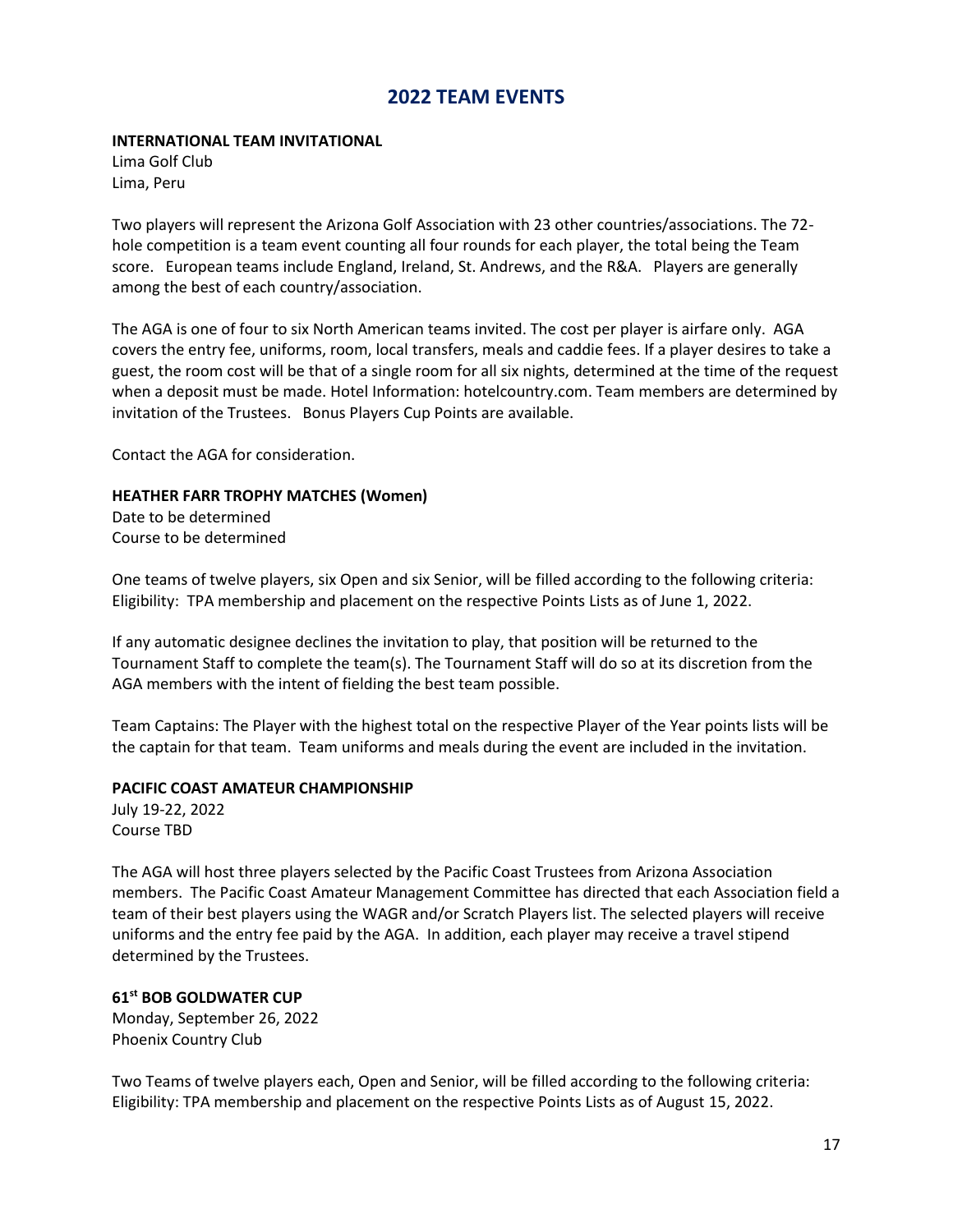# 2022 TEAM EVENTS

**INTERNATIONAL TEAM INVITATIONAL**
Lima Golf Club
Lima, Peru

Two players will represent the Arizona Golf Association with 23 other countries/associations. The 72-hole competition is a team event counting all four rounds for each player, the total being the Team score. European teams include England, Ireland, St. Andrews, and the R&A. Players are generally among the best of each country/association.

The AGA is one of four to six North American teams invited. The cost per player is airfare only. AGA covers the entry fee, uniforms, room, local transfers, meals and caddie fees. If a player desires to take a guest, the room cost will be that of a single room for all six nights, determined at the time of the request when a deposit must be made. Hotel Information: hotelcountry.com. Team members are determined by invitation of the Trustees. Bonus Players Cup Points are available.

Contact the AGA for consideration.

**HEATHER FARR TROPHY MATCHES (Women)**
Date to be determined
Course to be determined

One teams of twelve players, six Open and six Senior, will be filled according to the following criteria: Eligibility: TPA membership and placement on the respective Points Lists as of June 1, 2022.

If any automatic designee declines the invitation to play, that position will be returned to the Tournament Staff to complete the team(s). The Tournament Staff will do so at its discretion from the AGA members with the intent of fielding the best team possible.

Team Captains: The Player with the highest total on the respective Player of the Year points lists will be the captain for that team. Team uniforms and meals during the event are included in the invitation.

**PACIFIC COAST AMATEUR CHAMPIONSHIP**
July 19-22, 2022
Course TBD

The AGA will host three players selected by the Pacific Coast Trustees from Arizona Association members. The Pacific Coast Amateur Management Committee has directed that each Association field a team of their best players using the WAGR and/or Scratch Players list. The selected players will receive uniforms and the entry fee paid by the AGA. In addition, each player may receive a travel stipend determined by the Trustees.

**61st BOB GOLDWATER CUP**
Monday, September 26, 2022
Phoenix Country Club

Two Teams of twelve players each, Open and Senior, will be filled according to the following criteria: Eligibility: TPA membership and placement on the respective Points Lists as of August 15, 2022.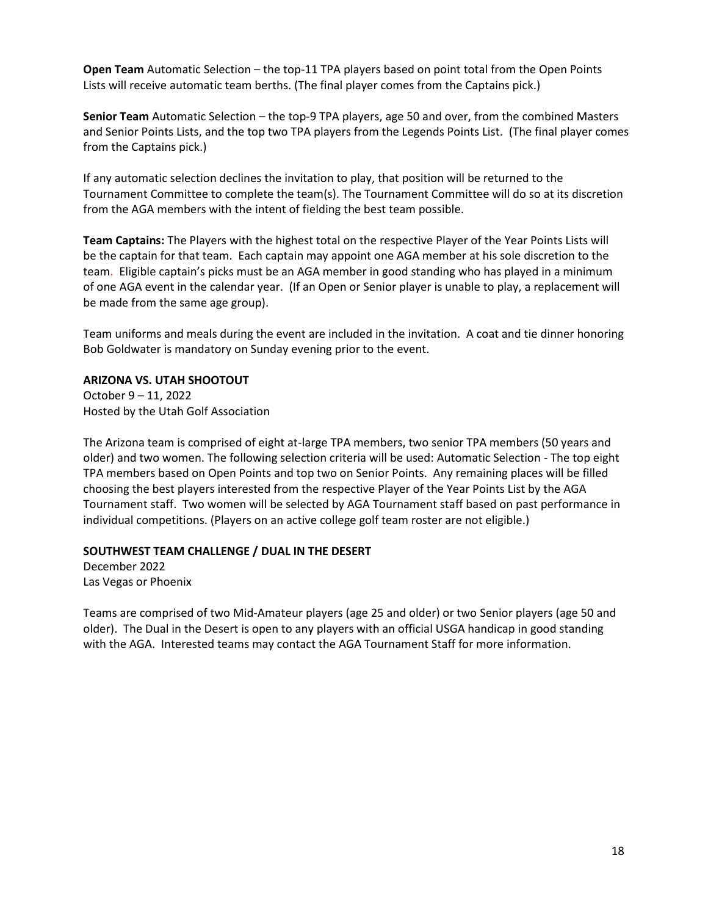**Open Team** Automatic Selection – the top-11 TPA players based on point total from the Open Points Lists will receive automatic team berths. (The final player comes from the Captains pick.)

**Senior Team** Automatic Selection – the top-9 TPA players, age 50 and over, from the combined Masters and Senior Points Lists, and the top two TPA players from the Legends Points List. (The final player comes from the Captains pick.)

If any automatic selection declines the invitation to play, that position will be returned to the Tournament Committee to complete the team(s). The Tournament Committee will do so at its discretion from the AGA members with the intent of fielding the best team possible.

**Team Captains:** The Players with the highest total on the respective Player of the Year Points Lists will be the captain for that team. Each captain may appoint one AGA member at his sole discretion to the team. Eligible captain's picks must be an AGA member in good standing who has played in a minimum of one AGA event in the calendar year. (If an Open or Senior player is unable to play, a replacement will be made from the same age group).

Team uniforms and meals during the event are included in the invitation. A coat and tie dinner honoring Bob Goldwater is mandatory on Sunday evening prior to the event.

## ARIZONA VS. UTAH SHOOTOUT

October 9 – 11, 2022
Hosted by the Utah Golf Association

The Arizona team is comprised of eight at-large TPA members, two senior TPA members (50 years and older) and two women. The following selection criteria will be used: Automatic Selection - The top eight TPA members based on Open Points and top two on Senior Points. Any remaining places will be filled choosing the best players interested from the respective Player of the Year Points List by the AGA Tournament staff. Two women will be selected by AGA Tournament staff based on past performance in individual competitions. (Players on an active college golf team roster are not eligible.)

## SOUTHWEST TEAM CHALLENGE / DUAL IN THE DESERT

December 2022
Las Vegas or Phoenix

Teams are comprised of two Mid-Amateur players (age 25 and older) or two Senior players (age 50 and older). The Dual in the Desert is open to any players with an official USGA handicap in good standing with the AGA. Interested teams may contact the AGA Tournament Staff for more information.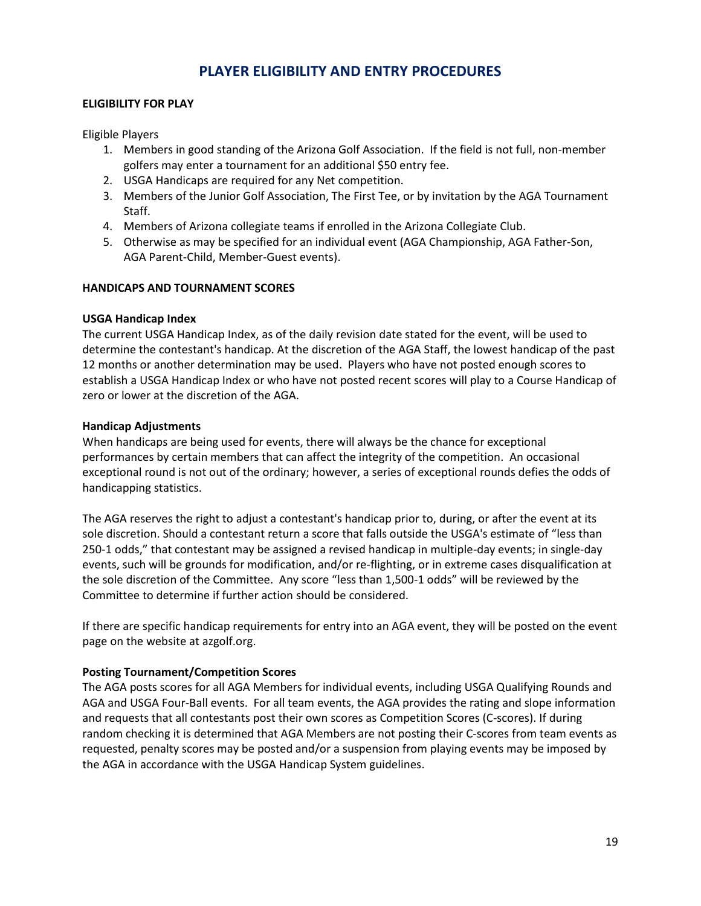# PLAYER ELIGIBILITY AND ENTRY PROCEDURES

**ELIGIBILITY FOR PLAY**

Eligible Players

1. Members in good standing of the Arizona Golf Association. If the field is not full, non-member golfers may enter a tournament for an additional $50 entry fee.
2. USGA Handicaps are required for any Net competition.
3. Members of the Junior Golf Association, The First Tee, or by invitation by the AGA Tournament Staff.
4. Members of Arizona collegiate teams if enrolled in the Arizona Collegiate Club.
5. Otherwise as may be specified for an individual event (AGA Championship, AGA Father-Son, AGA Parent-Child, Member-Guest events).

**HANDICAPS AND TOURNAMENT SCORES**

**USGA Handicap Index**

The current USGA Handicap Index, as of the daily revision date stated for the event, will be used to determine the contestant's handicap. At the discretion of the AGA Staff, the lowest handicap of the past 12 months or another determination may be used. Players who have not posted enough scores to establish a USGA Handicap Index or who have not posted recent scores will play to a Course Handicap of zero or lower at the discretion of the AGA.

**Handicap Adjustments**

When handicaps are being used for events, there will always be the chance for exceptional performances by certain members that can affect the integrity of the competition. An occasional exceptional round is not out of the ordinary; however, a series of exceptional rounds defies the odds of handicapping statistics.

The AGA reserves the right to adjust a contestant's handicap prior to, during, or after the event at its sole discretion. Should a contestant return a score that falls outside the USGA's estimate of "less than 250-1 odds," that contestant may be assigned a revised handicap in multiple-day events; in single-day events, such will be grounds for modification, and/or re-flighting, or in extreme cases disqualification at the sole discretion of the Committee. Any score "less than 1,500-1 odds" will be reviewed by the Committee to determine if further action should be considered.

If there are specific handicap requirements for entry into an AGA event, they will be posted on the event page on the website at azgolf.org.

**Posting Tournament/Competition Scores**

The AGA posts scores for all AGA Members for individual events, including USGA Qualifying Rounds and AGA and USGA Four-Ball events. For all team events, the AGA provides the rating and slope information and requests that all contestants post their own scores as Competition Scores (C-scores). If during random checking it is determined that AGA Members are not posting their C-scores from team events as requested, penalty scores may be posted and/or a suspension from playing events may be imposed by the AGA in accordance with the USGA Handicap System guidelines.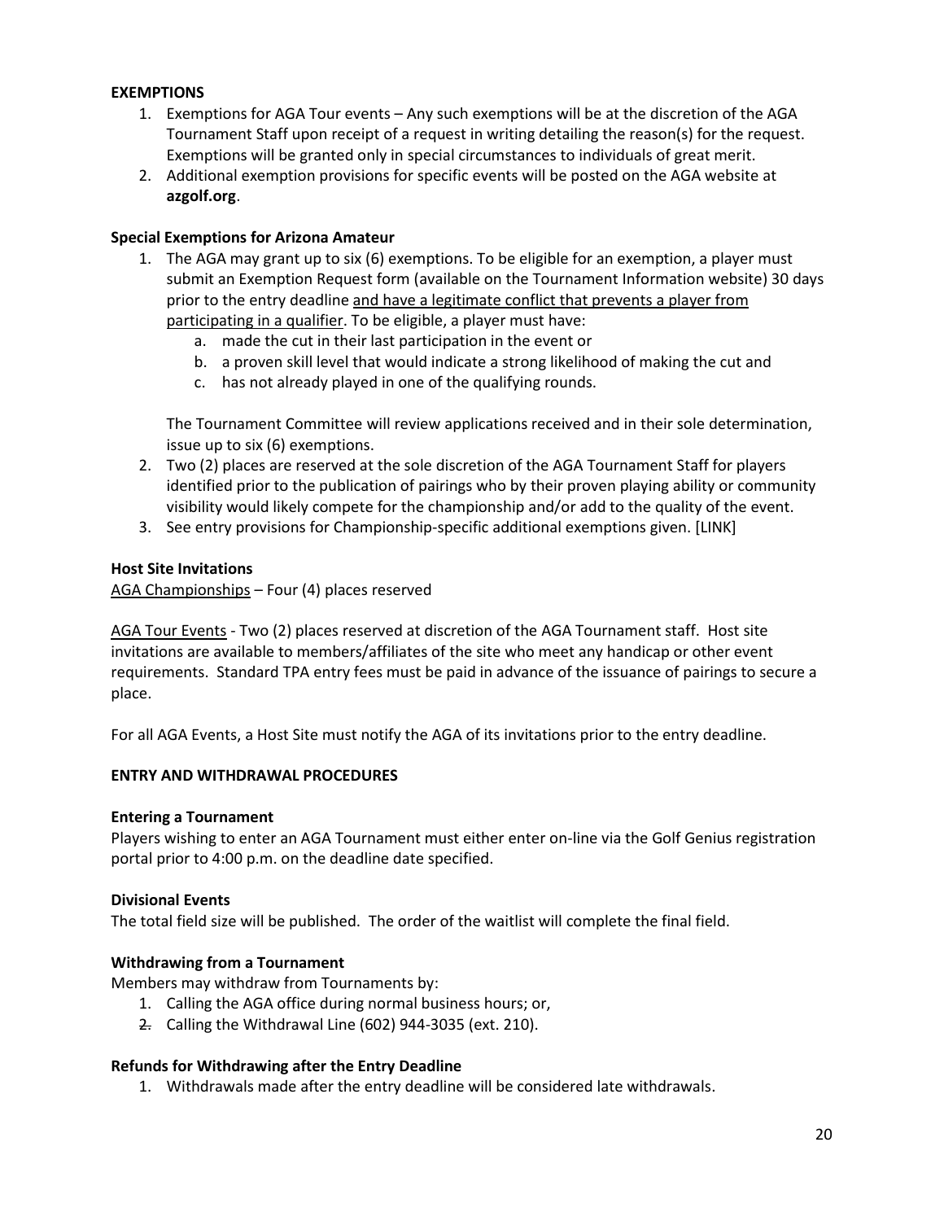**EXEMPTIONS**

1. Exemptions for AGA Tour events – Any such exemptions will be at the discretion of the AGA Tournament Staff upon receipt of a request in writing detailing the reason(s) for the request. Exemptions will be granted only in special circumstances to individuals of great merit.
2. Additional exemption provisions for specific events will be posted on the AGA website at **azgolf.org**.

**Special Exemptions for Arizona Amateur**

1. The AGA may grant up to six (6) exemptions. To be eligible for an exemption, a player must submit an Exemption Request form (available on the Tournament Information website) 30 days prior to the entry deadline <u>and have a legitimate conflict that prevents a player from participating in a qualifier</u>. To be eligible, a player must have:
   a. made the cut in their last participation in the event or
   b. a proven skill level that would indicate a strong likelihood of making the cut and
   c. has not already played in one of the qualifying rounds.

   The Tournament Committee will review applications received and in their sole determination, issue up to six (6) exemptions.
2. Two (2) places are reserved at the sole discretion of the AGA Tournament Staff for players identified prior to the publication of pairings who by their proven playing ability or community visibility would likely compete for the championship and/or add to the quality of the event.
3. See entry provisions for Championship-specific additional exemptions given. [LINK]

**Host Site Invitations**

<u>AGA Championships</u> – Four (4) places reserved

<u>AGA Tour Events</u> - Two (2) places reserved at discretion of the AGA Tournament staff. Host site invitations are available to members/affiliates of the site who meet any handicap or other event requirements. Standard TPA entry fees must be paid in advance of the issuance of pairings to secure a place.

For all AGA Events, a Host Site must notify the AGA of its invitations prior to the entry deadline.

**ENTRY AND WITHDRAWAL PROCEDURES**

**Entering a Tournament**

Players wishing to enter an AGA Tournament must either enter on-line via the Golf Genius registration portal prior to 4:00 p.m. on the deadline date specified.

**Divisional Events**

The total field size will be published. The order of the waitlist will complete the final field.

**Withdrawing from a Tournament**

Members may withdraw from Tournaments by:

1. Calling the AGA office during normal business hours; or,
2. Calling the Withdrawal Line (602) 944-3035 (ext. 210).

**Refunds for Withdrawing after the Entry Deadline**

1. Withdrawals made after the entry deadline will be considered late withdrawals.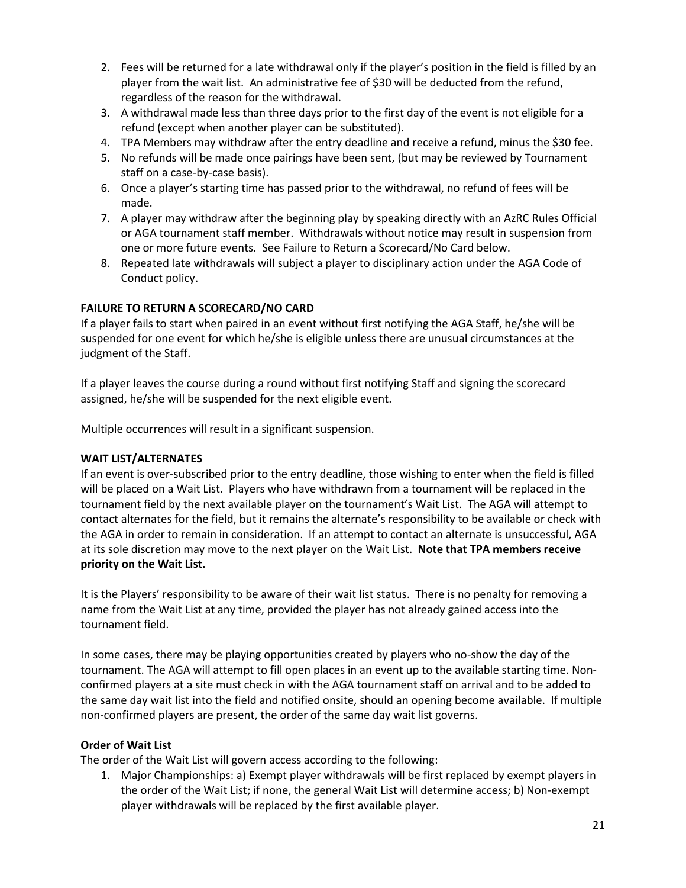2. Fees will be returned for a late withdrawal only if the player's position in the field is filled by an player from the wait list. An administrative fee of $30 will be deducted from the refund, regardless of the reason for the withdrawal.
3. A withdrawal made less than three days prior to the first day of the event is not eligible for a refund (except when another player can be substituted).
4. TPA Members may withdraw after the entry deadline and receive a refund, minus the $30 fee.
5. No refunds will be made once pairings have been sent, (but may be reviewed by Tournament staff on a case-by-case basis).
6. Once a player's starting time has passed prior to the withdrawal, no refund of fees will be made.
7. A player may withdraw after the beginning play by speaking directly with an AzRC Rules Official or AGA tournament staff member. Withdrawals without notice may result in suspension from one or more future events. See Failure to Return a Scorecard/No Card below.
8. Repeated late withdrawals will subject a player to disciplinary action under the AGA Code of Conduct policy.

**FAILURE TO RETURN A SCORECARD/NO CARD**

If a player fails to start when paired in an event without first notifying the AGA Staff, he/she will be suspended for one event for which he/she is eligible unless there are unusual circumstances at the judgment of the Staff.

If a player leaves the course during a round without first notifying Staff and signing the scorecard assigned, he/she will be suspended for the next eligible event.

Multiple occurrences will result in a significant suspension.

**WAIT LIST/ALTERNATES**

If an event is over-subscribed prior to the entry deadline, those wishing to enter when the field is filled will be placed on a Wait List. Players who have withdrawn from a tournament will be replaced in the tournament field by the next available player on the tournament's Wait List. The AGA will attempt to contact alternates for the field, but it remains the alternate's responsibility to be available or check with the AGA in order to remain in consideration. If an attempt to contact an alternate is unsuccessful, AGA at its sole discretion may move to the next player on the Wait List. **Note that TPA members receive priority on the Wait List.**

It is the Players' responsibility to be aware of their wait list status. There is no penalty for removing a name from the Wait List at any time, provided the player has not already gained access into the tournament field.

In some cases, there may be playing opportunities created by players who no-show the day of the tournament. The AGA will attempt to fill open places in an event up to the available starting time. Non-confirmed players at a site must check in with the AGA tournament staff on arrival and to be added to the same day wait list into the field and notified onsite, should an opening become available. If multiple non-confirmed players are present, the order of the same day wait list governs.

**Order of Wait List**

The order of the Wait List will govern access according to the following:

1. Major Championships: a) Exempt player withdrawals will be first replaced by exempt players in the order of the Wait List; if none, the general Wait List will determine access; b) Non-exempt player withdrawals will be replaced by the first available player.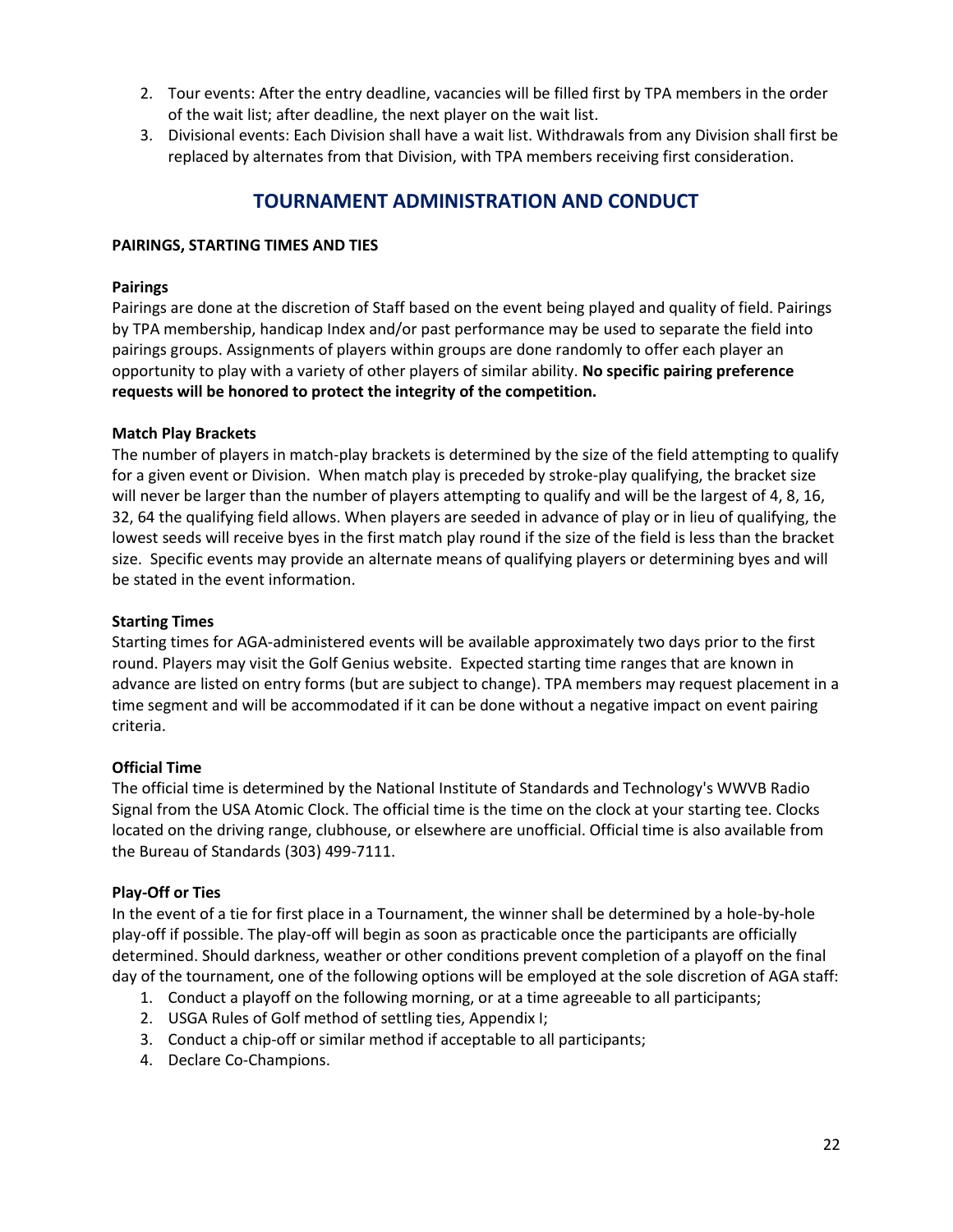2. Tour events: After the entry deadline, vacancies will be filled first by TPA members in the order of the wait list; after deadline, the next player on the wait list.
3. Divisional events: Each Division shall have a wait list. Withdrawals from any Division shall first be replaced by alternates from that Division, with TPA members receiving first consideration.

## TOURNAMENT ADMINISTRATION AND CONDUCT

### PAIRINGS, STARTING TIMES AND TIES

#### Pairings

Pairings are done at the discretion of Staff based on the event being played and quality of field. Pairings by TPA membership, handicap Index and/or past performance may be used to separate the field into pairings groups. Assignments of players within groups are done randomly to offer each player an opportunity to play with a variety of other players of similar ability. **No specific pairing preference requests will be honored to protect the integrity of the competition.**

#### Match Play Brackets

The number of players in match-play brackets is determined by the size of the field attempting to qualify for a given event or Division. When match play is preceded by stroke-play qualifying, the bracket size will never be larger than the number of players attempting to qualify and will be the largest of 4, 8, 16, 32, 64 the qualifying field allows. When players are seeded in advance of play or in lieu of qualifying, the lowest seeds will receive byes in the first match play round if the size of the field is less than the bracket size. Specific events may provide an alternate means of qualifying players or determining byes and will be stated in the event information.

#### Starting Times

Starting times for AGA-administered events will be available approximately two days prior to the first round. Players may visit the Golf Genius website. Expected starting time ranges that are known in advance are listed on entry forms (but are subject to change). TPA members may request placement in a time segment and will be accommodated if it can be done without a negative impact on event pairing criteria.

#### Official Time

The official time is determined by the National Institute of Standards and Technology's WWVB Radio Signal from the USA Atomic Clock. The official time is the time on the clock at your starting tee. Clocks located on the driving range, clubhouse, or elsewhere are unofficial. Official time is also available from the Bureau of Standards (303) 499-7111.

#### Play-Off or Ties

In the event of a tie for first place in a Tournament, the winner shall be determined by a hole-by-hole play-off if possible. The play-off will begin as soon as practicable once the participants are officially determined. Should darkness, weather or other conditions prevent completion of a playoff on the final day of the tournament, one of the following options will be employed at the sole discretion of AGA staff:

1. Conduct a playoff on the following morning, or at a time agreeable to all participants;
2. USGA Rules of Golf method of settling ties, Appendix I;
3. Conduct a chip-off or similar method if acceptable to all participants;
4. Declare Co-Champions.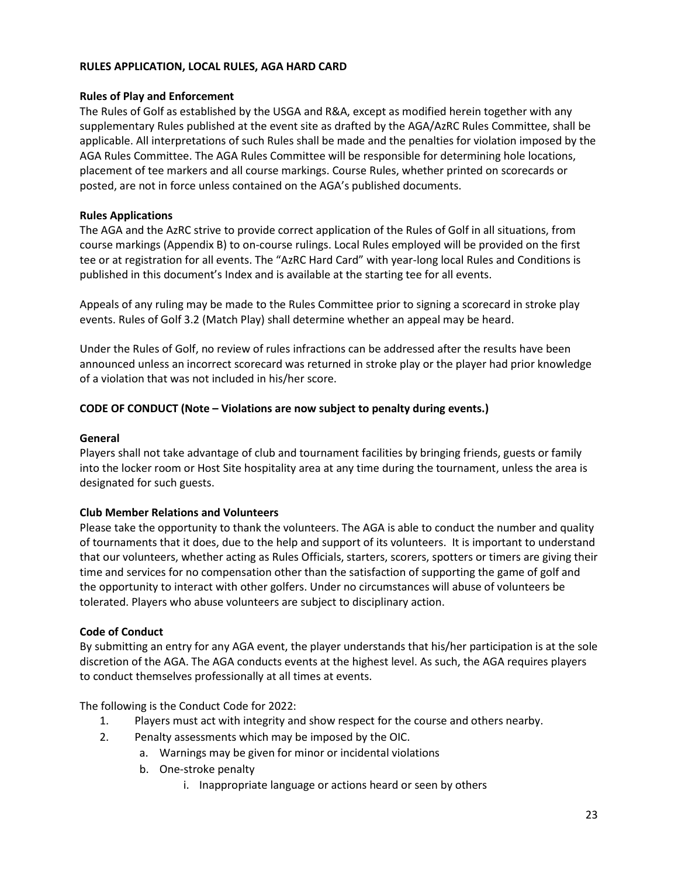## RULES APPLICATION, LOCAL RULES, AGA HARD CARD

### Rules of Play and Enforcement

The Rules of Golf as established by the USGA and R&A, except as modified herein together with any supplementary Rules published at the event site as drafted by the AGA/AzRC Rules Committee, shall be applicable. All interpretations of such Rules shall be made and the penalties for violation imposed by the AGA Rules Committee. The AGA Rules Committee will be responsible for determining hole locations, placement of tee markers and all course markings. Course Rules, whether printed on scorecards or posted, are not in force unless contained on the AGA's published documents.

### Rules Applications

The AGA and the AzRC strive to provide correct application of the Rules of Golf in all situations, from course markings (Appendix B) to on-course rulings. Local Rules employed will be provided on the first tee or at registration for all events. The "AzRC Hard Card" with year-long local Rules and Conditions is published in this document's Index and is available at the starting tee for all events.

Appeals of any ruling may be made to the Rules Committee prior to signing a scorecard in stroke play events. Rules of Golf 3.2 (Match Play) shall determine whether an appeal may be heard.

Under the Rules of Golf, no review of rules infractions can be addressed after the results have been announced unless an incorrect scorecard was returned in stroke play or the player had prior knowledge of a violation that was not included in his/her score.

## CODE OF CONDUCT (Note – Violations are now subject to penalty during events.)

### General

Players shall not take advantage of club and tournament facilities by bringing friends, guests or family into the locker room or Host Site hospitality area at any time during the tournament, unless the area is designated for such guests.

### Club Member Relations and Volunteers

Please take the opportunity to thank the volunteers. The AGA is able to conduct the number and quality of tournaments that it does, due to the help and support of its volunteers. It is important to understand that our volunteers, whether acting as Rules Officials, starters, scorers, spotters or timers are giving their time and services for no compensation other than the satisfaction of supporting the game of golf and the opportunity to interact with other golfers. Under no circumstances will abuse of volunteers be tolerated. Players who abuse volunteers are subject to disciplinary action.

### Code of Conduct

By submitting an entry for any AGA event, the player understands that his/her participation is at the sole discretion of the AGA. The AGA conducts events at the highest level. As such, the AGA requires players to conduct themselves professionally at all times at events.

The following is the Conduct Code for 2022:

1. Players must act with integrity and show respect for the course and others nearby.
2. Penalty assessments which may be imposed by the OIC.
   a. Warnings may be given for minor or incidental violations
   b. One-stroke penalty
      i. Inappropriate language or actions heard or seen by others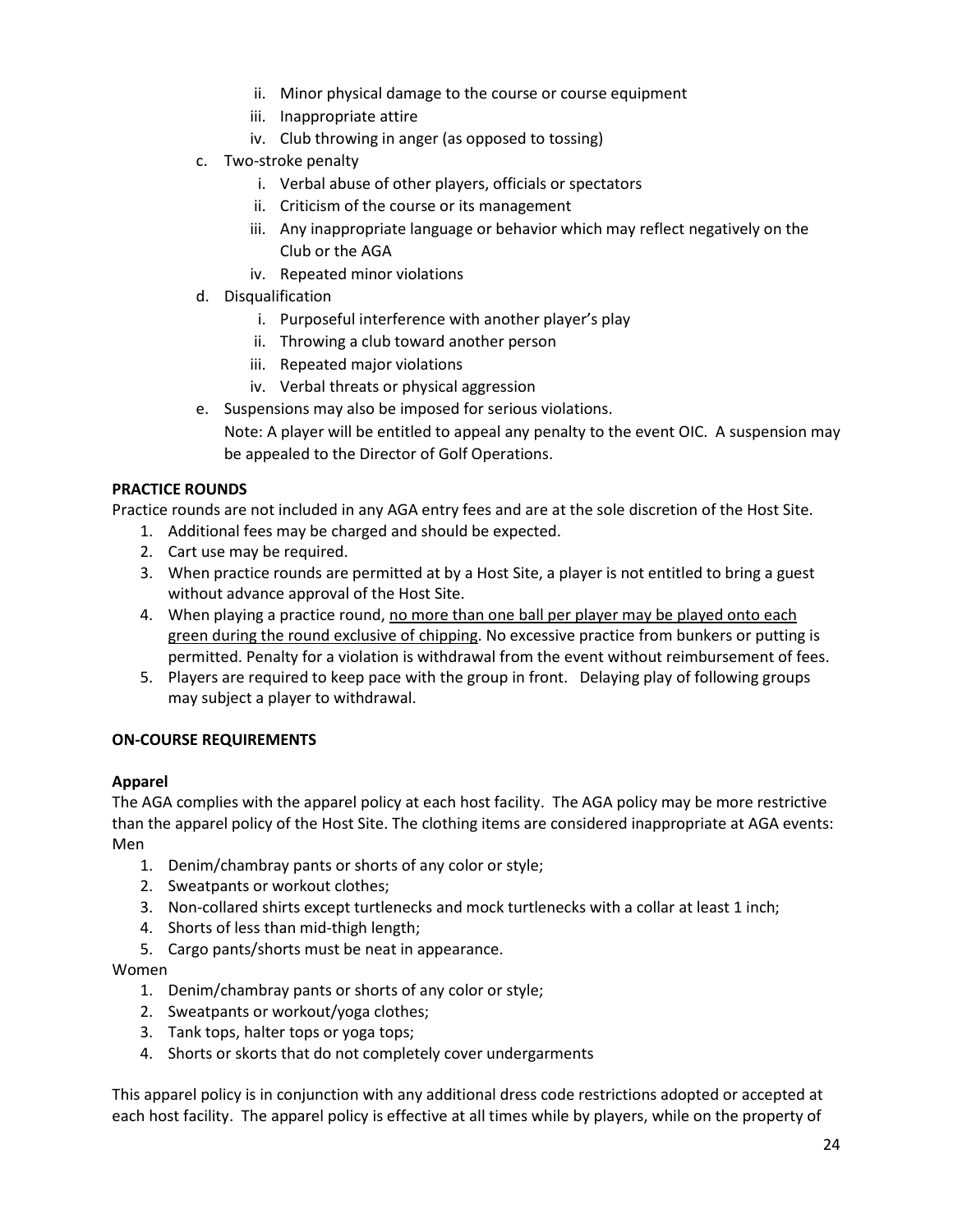ii. Minor physical damage to the course or course equipment
   iii. Inappropriate attire
   iv. Club throwing in anger (as opposed to tossing)
c. Two-stroke penalty
   i. Verbal abuse of other players, officials or spectators
   ii. Criticism of the course or its management
   iii. Any inappropriate language or behavior which may reflect negatively on the Club or the AGA
   iv. Repeated minor violations
d. Disqualification
   i. Purposeful interference with another player's play
   ii. Throwing a club toward another person
   iii. Repeated major violations
   iv. Verbal threats or physical aggression
e. Suspensions may also be imposed for serious violations.
   Note: A player will be entitled to appeal any penalty to the event OIC. A suspension may be appealed to the Director of Golf Operations.

**PRACTICE ROUNDS**

Practice rounds are not included in any AGA entry fees and are at the sole discretion of the Host Site.

1. Additional fees may be charged and should be expected.
2. Cart use may be required.
3. When practice rounds are permitted at by a Host Site, a player is not entitled to bring a guest without advance approval of the Host Site.
4. When playing a practice round, <u>no more than one ball per player may be played onto each green during the round exclusive of chipping</u>. No excessive practice from bunkers or putting is permitted. Penalty for a violation is withdrawal from the event without reimbursement of fees.
5. Players are required to keep pace with the group in front. Delaying play of following groups may subject a player to withdrawal.

**ON-COURSE REQUIREMENTS**

**Apparel**

The AGA complies with the apparel policy at each host facility. The AGA policy may be more restrictive than the apparel policy of the Host Site. The clothing items are considered inappropriate at AGA events:

Men

1. Denim/chambray pants or shorts of any color or style;
2. Sweatpants or workout clothes;
3. Non-collared shirts except turtlenecks and mock turtlenecks with a collar at least 1 inch;
4. Shorts of less than mid-thigh length;
5. Cargo pants/shorts must be neat in appearance.

Women

1. Denim/chambray pants or shorts of any color or style;
2. Sweatpants or workout/yoga clothes;
3. Tank tops, halter tops or yoga tops;
4. Shorts or skorts that do not completely cover undergarments

This apparel policy is in conjunction with any additional dress code restrictions adopted or accepted at each host facility. The apparel policy is effective at all times while by players, while on the property of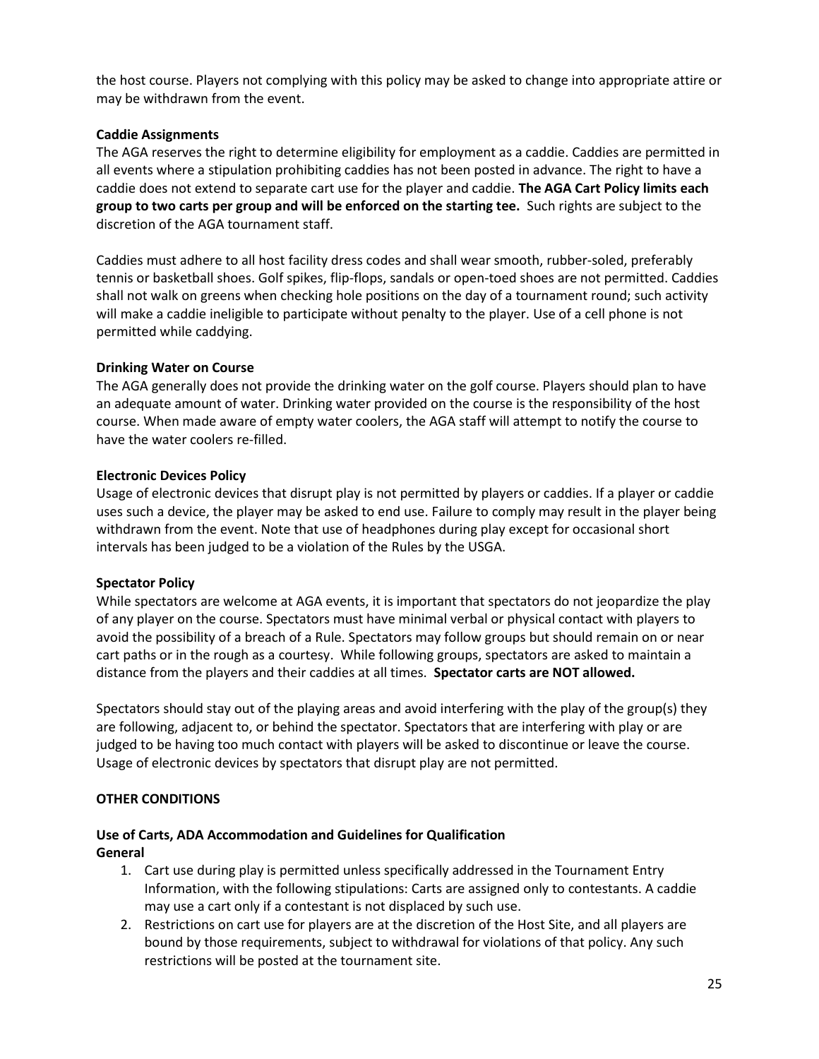the host course. Players not complying with this policy may be asked to change into appropriate attire or may be withdrawn from the event.

**Caddie Assignments**

The AGA reserves the right to determine eligibility for employment as a caddie. Caddies are permitted in all events where a stipulation prohibiting caddies has not been posted in advance. The right to have a caddie does not extend to separate cart use for the player and caddie. **The AGA Cart Policy limits each group to two carts per group and will be enforced on the starting tee.** Such rights are subject to the discretion of the AGA tournament staff.

Caddies must adhere to all host facility dress codes and shall wear smooth, rubber-soled, preferably tennis or basketball shoes. Golf spikes, flip-flops, sandals or open-toed shoes are not permitted. Caddies shall not walk on greens when checking hole positions on the day of a tournament round; such activity will make a caddie ineligible to participate without penalty to the player. Use of a cell phone is not permitted while caddying.

**Drinking Water on Course**

The AGA generally does not provide the drinking water on the golf course. Players should plan to have an adequate amount of water. Drinking water provided on the course is the responsibility of the host course. When made aware of empty water coolers, the AGA staff will attempt to notify the course to have the water coolers re-filled.

**Electronic Devices Policy**

Usage of electronic devices that disrupt play is not permitted by players or caddies. If a player or caddie uses such a device, the player may be asked to end use. Failure to comply may result in the player being withdrawn from the event. Note that use of headphones during play except for occasional short intervals has been judged to be a violation of the Rules by the USGA.

**Spectator Policy**

While spectators are welcome at AGA events, it is important that spectators do not jeopardize the play of any player on the course. Spectators must have minimal verbal or physical contact with players to avoid the possibility of a breach of a Rule. Spectators may follow groups but should remain on or near cart paths or in the rough as a courtesy. While following groups, spectators are asked to maintain a distance from the players and their caddies at all times. **Spectator carts are NOT allowed.**

Spectators should stay out of the playing areas and avoid interfering with the play of the group(s) they are following, adjacent to, or behind the spectator. Spectators that are interfering with play or are judged to be having too much contact with players will be asked to discontinue or leave the course. Usage of electronic devices by spectators that disrupt play are not permitted.

**OTHER CONDITIONS**

**Use of Carts, ADA Accommodation and Guidelines for Qualification**
**General**

1. Cart use during play is permitted unless specifically addressed in the Tournament Entry Information, with the following stipulations: Carts are assigned only to contestants. A caddie may use a cart only if a contestant is not displaced by such use.
2. Restrictions on cart use for players are at the discretion of the Host Site, and all players are bound by those requirements, subject to withdrawal for violations of that policy. Any such restrictions will be posted at the tournament site.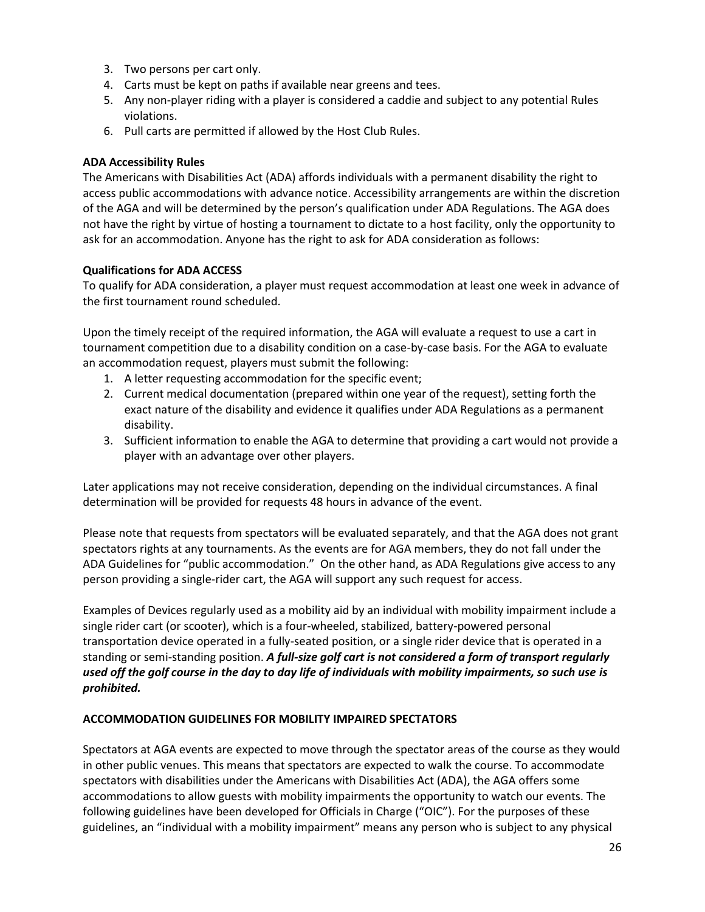3. Two persons per cart only.
4. Carts must be kept on paths if available near greens and tees.
5. Any non-player riding with a player is considered a caddie and subject to any potential Rules violations.
6. Pull carts are permitted if allowed by the Host Club Rules.

**ADA Accessibility Rules**

The Americans with Disabilities Act (ADA) affords individuals with a permanent disability the right to access public accommodations with advance notice. Accessibility arrangements are within the discretion of the AGA and will be determined by the person's qualification under ADA Regulations. The AGA does not have the right by virtue of hosting a tournament to dictate to a host facility, only the opportunity to ask for an accommodation. Anyone has the right to ask for ADA consideration as follows:

**Qualifications for ADA ACCESS**

To qualify for ADA consideration, a player must request accommodation at least one week in advance of the first tournament round scheduled.

Upon the timely receipt of the required information, the AGA will evaluate a request to use a cart in tournament competition due to a disability condition on a case-by-case basis. For the AGA to evaluate an accommodation request, players must submit the following:

1. A letter requesting accommodation for the specific event;
2. Current medical documentation (prepared within one year of the request), setting forth the exact nature of the disability and evidence it qualifies under ADA Regulations as a permanent disability.
3. Sufficient information to enable the AGA to determine that providing a cart would not provide a player with an advantage over other players.

Later applications may not receive consideration, depending on the individual circumstances. A final determination will be provided for requests 48 hours in advance of the event.

Please note that requests from spectators will be evaluated separately, and that the AGA does not grant spectators rights at any tournaments. As the events are for AGA members, they do not fall under the ADA Guidelines for "public accommodation." On the other hand, as ADA Regulations give access to any person providing a single-rider cart, the AGA will support any such request for access.

Examples of Devices regularly used as a mobility aid by an individual with mobility impairment include a single rider cart (or scooter), which is a four-wheeled, stabilized, battery-powered personal transportation device operated in a fully-seated position, or a single rider device that is operated in a standing or semi-standing position. ***A full-size golf cart is not considered a form of transport regularly used off the golf course in the day to day life of individuals with mobility impairments, so such use is prohibited.***

**ACCOMMODATION GUIDELINES FOR MOBILITY IMPAIRED SPECTATORS**

Spectators at AGA events are expected to move through the spectator areas of the course as they would in other public venues. This means that spectators are expected to walk the course. To accommodate spectators with disabilities under the Americans with Disabilities Act (ADA), the AGA offers some accommodations to allow guests with mobility impairments the opportunity to watch our events. The following guidelines have been developed for Officials in Charge ("OIC"). For the purposes of these guidelines, an "individual with a mobility impairment" means any person who is subject to any physical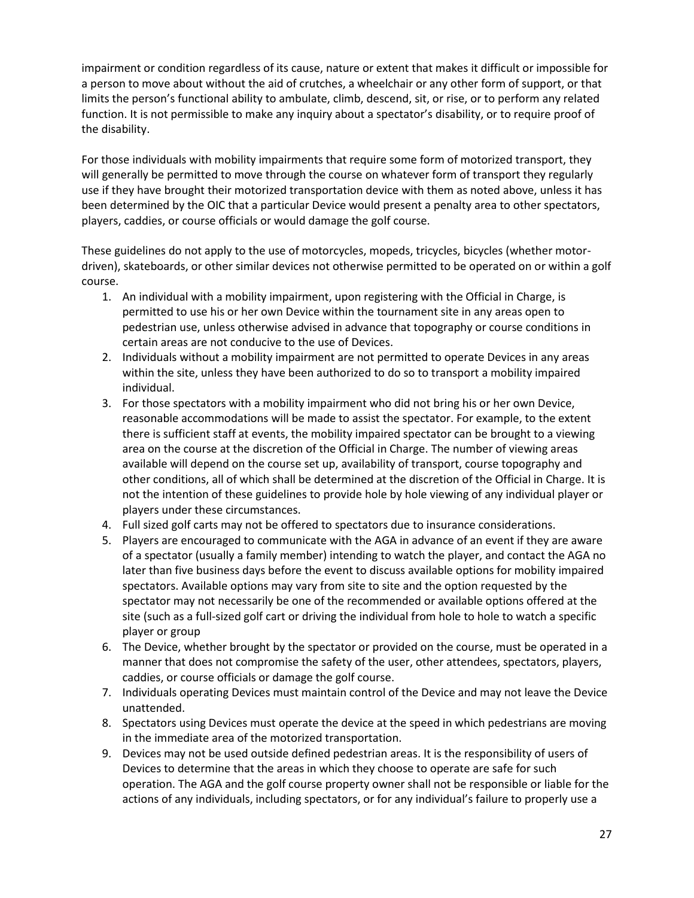impairment or condition regardless of its cause, nature or extent that makes it difficult or impossible for a person to move about without the aid of crutches, a wheelchair or any other form of support, or that limits the person's functional ability to ambulate, climb, descend, sit, or rise, or to perform any related function. It is not permissible to make any inquiry about a spectator's disability, or to require proof of the disability.

For those individuals with mobility impairments that require some form of motorized transport, they will generally be permitted to move through the course on whatever form of transport they regularly use if they have brought their motorized transportation device with them as noted above, unless it has been determined by the OIC that a particular Device would present a penalty area to other spectators, players, caddies, or course officials or would damage the golf course.

These guidelines do not apply to the use of motorcycles, mopeds, tricycles, bicycles (whether motor-driven), skateboards, or other similar devices not otherwise permitted to be operated on or within a golf course.

1. An individual with a mobility impairment, upon registering with the Official in Charge, is permitted to use his or her own Device within the tournament site in any areas open to pedestrian use, unless otherwise advised in advance that topography or course conditions in certain areas are not conducive to the use of Devices.
2. Individuals without a mobility impairment are not permitted to operate Devices in any areas within the site, unless they have been authorized to do so to transport a mobility impaired individual.
3. For those spectators with a mobility impairment who did not bring his or her own Device, reasonable accommodations will be made to assist the spectator. For example, to the extent there is sufficient staff at events, the mobility impaired spectator can be brought to a viewing area on the course at the discretion of the Official in Charge. The number of viewing areas available will depend on the course set up, availability of transport, course topography and other conditions, all of which shall be determined at the discretion of the Official in Charge. It is not the intention of these guidelines to provide hole by hole viewing of any individual player or players under these circumstances.
4. Full sized golf carts may not be offered to spectators due to insurance considerations.
5. Players are encouraged to communicate with the AGA in advance of an event if they are aware of a spectator (usually a family member) intending to watch the player, and contact the AGA no later than five business days before the event to discuss available options for mobility impaired spectators. Available options may vary from site to site and the option requested by the spectator may not necessarily be one of the recommended or available options offered at the site (such as a full-sized golf cart or driving the individual from hole to hole to watch a specific player or group
6. The Device, whether brought by the spectator or provided on the course, must be operated in a manner that does not compromise the safety of the user, other attendees, spectators, players, caddies, or course officials or damage the golf course.
7. Individuals operating Devices must maintain control of the Device and may not leave the Device unattended.
8. Spectators using Devices must operate the device at the speed in which pedestrians are moving in the immediate area of the motorized transportation.
9. Devices may not be used outside defined pedestrian areas. It is the responsibility of users of Devices to determine that the areas in which they choose to operate are safe for such operation. The AGA and the golf course property owner shall not be responsible or liable for the actions of any individuals, including spectators, or for any individual's failure to properly use a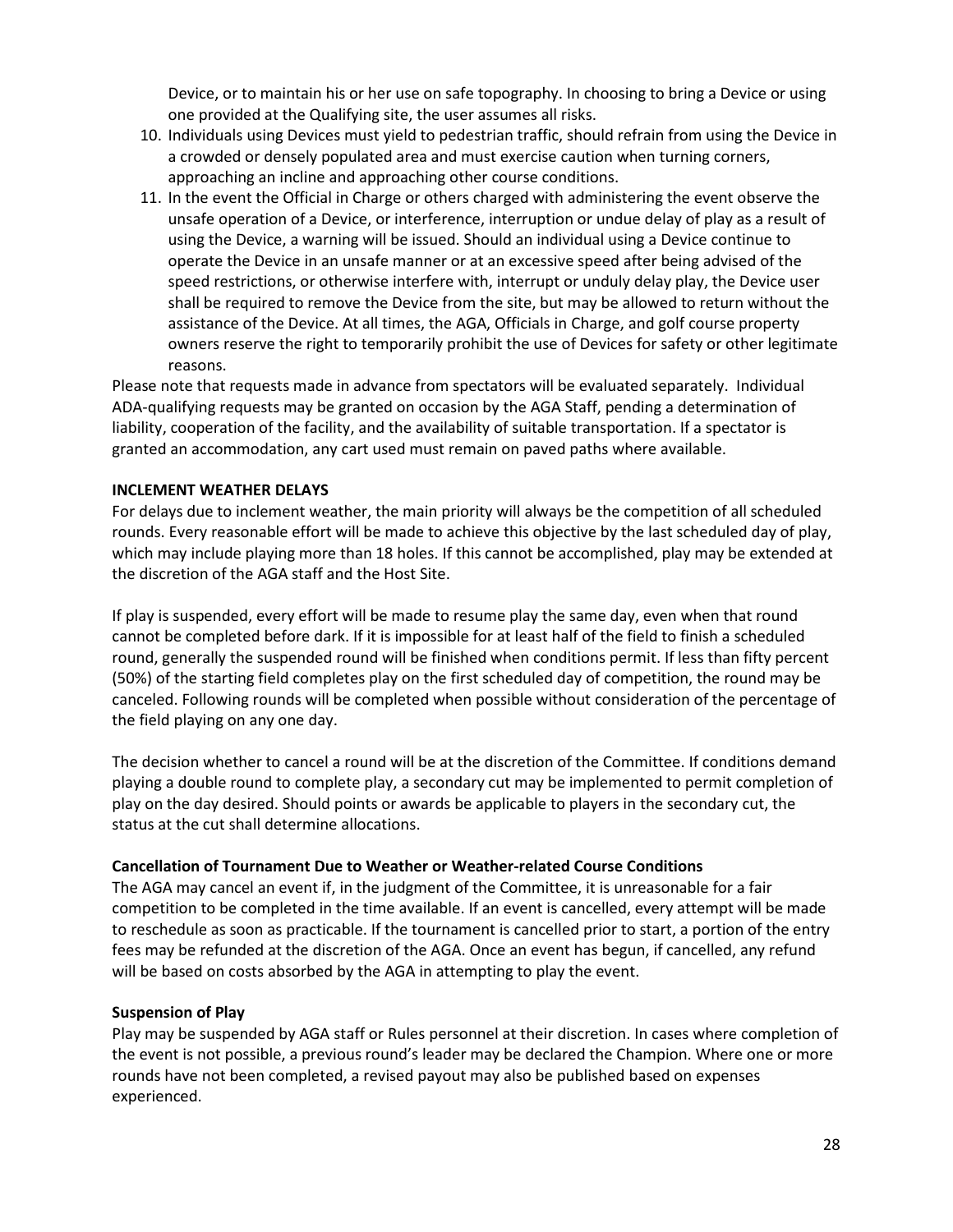Device, or to maintain his or her use on safe topography. In choosing to bring a Device or using one provided at the Qualifying site, the user assumes all risks.

10. Individuals using Devices must yield to pedestrian traffic, should refrain from using the Device in a crowded or densely populated area and must exercise caution when turning corners, approaching an incline and approaching other course conditions.
11. In the event the Official in Charge or others charged with administering the event observe the unsafe operation of a Device, or interference, interruption or undue delay of play as a result of using the Device, a warning will be issued. Should an individual using a Device continue to operate the Device in an unsafe manner or at an excessive speed after being advised of the speed restrictions, or otherwise interfere with, interrupt or unduly delay play, the Device user shall be required to remove the Device from the site, but may be allowed to return without the assistance of the Device. At all times, the AGA, Officials in Charge, and golf course property owners reserve the right to temporarily prohibit the use of Devices for safety or other legitimate reasons.

Please note that requests made in advance from spectators will be evaluated separately. Individual ADA-qualifying requests may be granted on occasion by the AGA Staff, pending a determination of liability, cooperation of the facility, and the availability of suitable transportation. If a spectator is granted an accommodation, any cart used must remain on paved paths where available.

**INCLEMENT WEATHER DELAYS**

For delays due to inclement weather, the main priority will always be the competition of all scheduled rounds. Every reasonable effort will be made to achieve this objective by the last scheduled day of play, which may include playing more than 18 holes. If this cannot be accomplished, play may be extended at the discretion of the AGA staff and the Host Site.

If play is suspended, every effort will be made to resume play the same day, even when that round cannot be completed before dark. If it is impossible for at least half of the field to finish a scheduled round, generally the suspended round will be finished when conditions permit. If less than fifty percent (50%) of the starting field completes play on the first scheduled day of competition, the round may be canceled. Following rounds will be completed when possible without consideration of the percentage of the field playing on any one day.

The decision whether to cancel a round will be at the discretion of the Committee. If conditions demand playing a double round to complete play, a secondary cut may be implemented to permit completion of play on the day desired. Should points or awards be applicable to players in the secondary cut, the status at the cut shall determine allocations.

**Cancellation of Tournament Due to Weather or Weather-related Course Conditions**

The AGA may cancel an event if, in the judgment of the Committee, it is unreasonable for a fair competition to be completed in the time available. If an event is cancelled, every attempt will be made to reschedule as soon as practicable. If the tournament is cancelled prior to start, a portion of the entry fees may be refunded at the discretion of the AGA. Once an event has begun, if cancelled, any refund will be based on costs absorbed by the AGA in attempting to play the event.

**Suspension of Play**

Play may be suspended by AGA staff or Rules personnel at their discretion. In cases where completion of the event is not possible, a previous round's leader may be declared the Champion. Where one or more rounds have not been completed, a revised payout may also be published based on expenses experienced.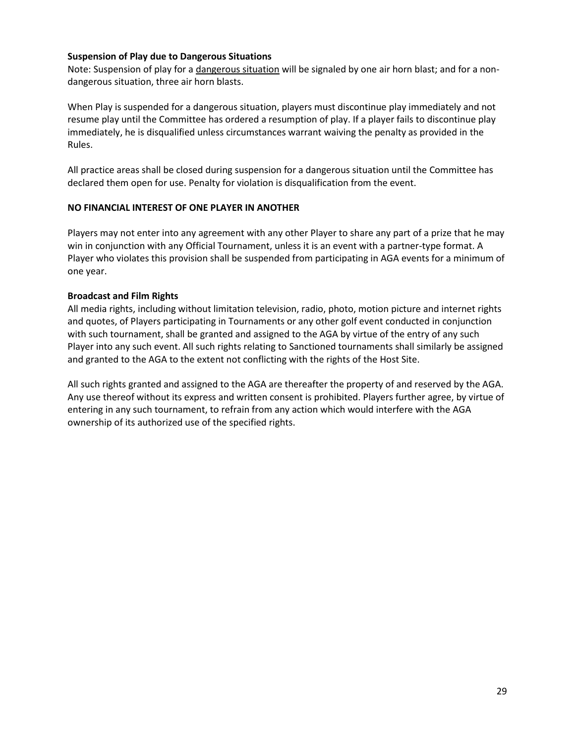**Suspension of Play due to Dangerous Situations**

Note: Suspension of play for a dangerous situation will be signaled by one air horn blast; and for a non-dangerous situation, three air horn blasts.

When Play is suspended for a dangerous situation, players must discontinue play immediately and not resume play until the Committee has ordered a resumption of play. If a player fails to discontinue play immediately, he is disqualified unless circumstances warrant waiving the penalty as provided in the Rules.

All practice areas shall be closed during suspension for a dangerous situation until the Committee has declared them open for use. Penalty for violation is disqualification from the event.

**NO FINANCIAL INTEREST OF ONE PLAYER IN ANOTHER**

Players may not enter into any agreement with any other Player to share any part of a prize that he may win in conjunction with any Official Tournament, unless it is an event with a partner-type format. A Player who violates this provision shall be suspended from participating in AGA events for a minimum of one year.

**Broadcast and Film Rights**

All media rights, including without limitation television, radio, photo, motion picture and internet rights and quotes, of Players participating in Tournaments or any other golf event conducted in conjunction with such tournament, shall be granted and assigned to the AGA by virtue of the entry of any such Player into any such event. All such rights relating to Sanctioned tournaments shall similarly be assigned and granted to the AGA to the extent not conflicting with the rights of the Host Site.

All such rights granted and assigned to the AGA are thereafter the property of and reserved by the AGA. Any use thereof without its express and written consent is prohibited. Players further agree, by virtue of entering in any such tournament, to refrain from any action which would interfere with the AGA ownership of its authorized use of the specified rights.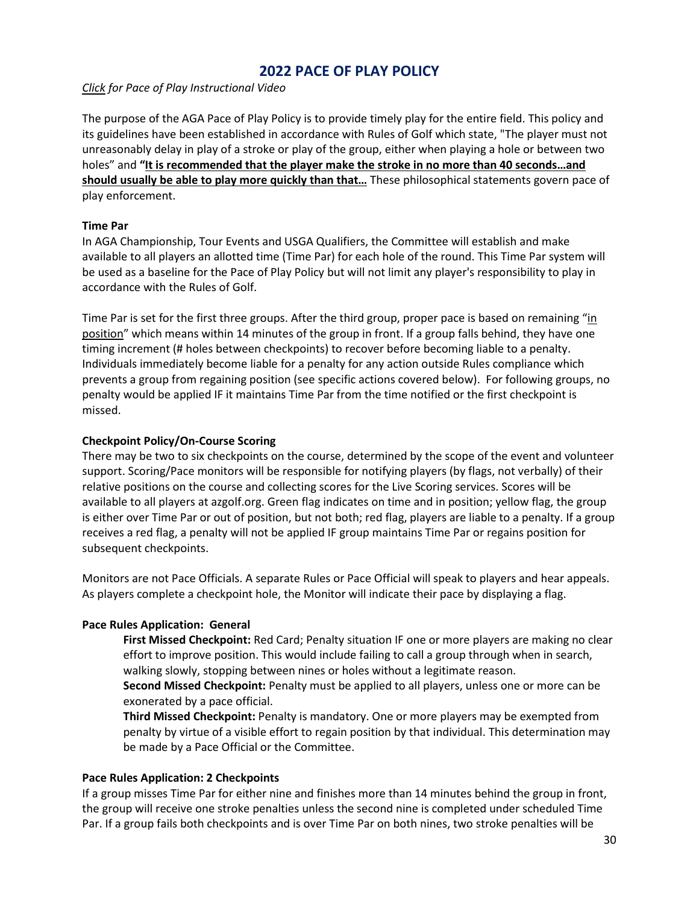# 2022 PACE OF PLAY POLICY

*Click for Pace of Play Instructional Video*

The purpose of the AGA Pace of Play Policy is to provide timely play for the entire field. This policy and its guidelines have been established in accordance with Rules of Golf which state, "The player must not unreasonably delay in play of a stroke or play of the group, either when playing a hole or between two holes" and **"It is recommended that the player make the stroke in no more than 40 seconds…and should usually be able to play more quickly than that…** These philosophical statements govern pace of play enforcement.

**Time Par**

In AGA Championship, Tour Events and USGA Qualifiers, the Committee will establish and make available to all players an allotted time (Time Par) for each hole of the round. This Time Par system will be used as a baseline for the Pace of Play Policy but will not limit any player's responsibility to play in accordance with the Rules of Golf.

Time Par is set for the first three groups. After the third group, proper pace is based on remaining "in position" which means within 14 minutes of the group in front. If a group falls behind, they have one timing increment (# holes between checkpoints) to recover before becoming liable to a penalty. Individuals immediately become liable for a penalty for any action outside Rules compliance which prevents a group from regaining position (see specific actions covered below). For following groups, no penalty would be applied IF it maintains Time Par from the time notified or the first checkpoint is missed.

**Checkpoint Policy/On-Course Scoring**

There may be two to six checkpoints on the course, determined by the scope of the event and volunteer support. Scoring/Pace monitors will be responsible for notifying players (by flags, not verbally) of their relative positions on the course and collecting scores for the Live Scoring services. Scores will be available to all players at azgolf.org. Green flag indicates on time and in position; yellow flag, the group is either over Time Par or out of position, but not both; red flag, players are liable to a penalty. If a group receives a red flag, a penalty will not be applied IF group maintains Time Par or regains position for subsequent checkpoints.

Monitors are not Pace Officials. A separate Rules or Pace Official will speak to players and hear appeals. As players complete a checkpoint hole, the Monitor will indicate their pace by displaying a flag.

**Pace Rules Application: General**

**First Missed Checkpoint:** Red Card; Penalty situation IF one or more players are making no clear effort to improve position. This would include failing to call a group through when in search, walking slowly, stopping between nines or holes without a legitimate reason.

**Second Missed Checkpoint:** Penalty must be applied to all players, unless one or more can be exonerated by a pace official.

**Third Missed Checkpoint:** Penalty is mandatory. One or more players may be exempted from penalty by virtue of a visible effort to regain position by that individual. This determination may be made by a Pace Official or the Committee.

**Pace Rules Application: 2 Checkpoints**

If a group misses Time Par for either nine and finishes more than 14 minutes behind the group in front, the group will receive one stroke penalties unless the second nine is completed under scheduled Time Par. If a group fails both checkpoints and is over Time Par on both nines, two stroke penalties will be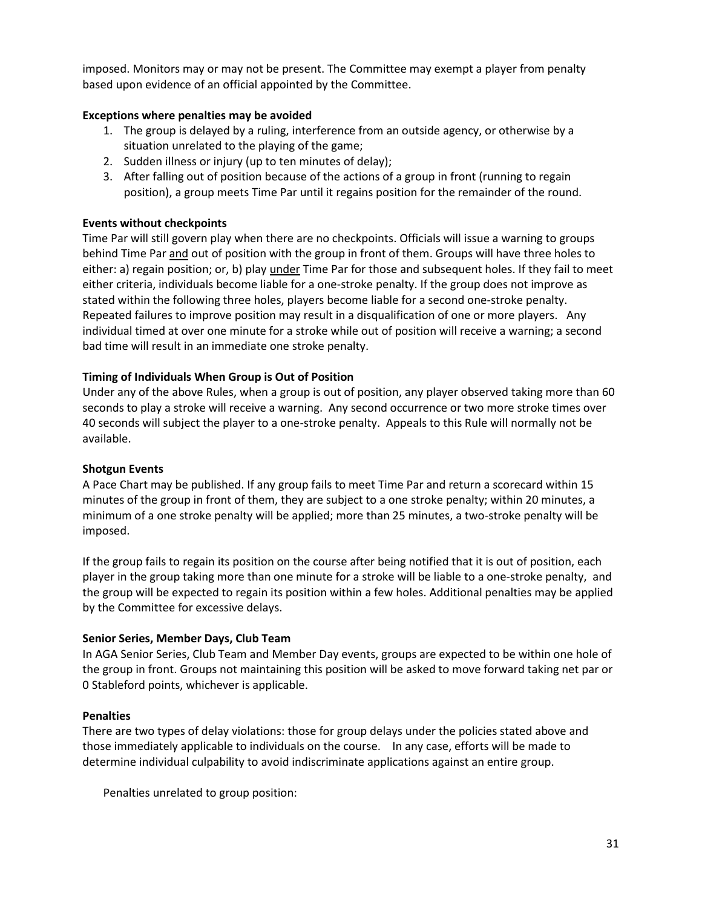imposed. Monitors may or may not be present. The Committee may exempt a player from penalty based upon evidence of an official appointed by the Committee.

**Exceptions where penalties may be avoided**

1. The group is delayed by a ruling, interference from an outside agency, or otherwise by a situation unrelated to the playing of the game;
2. Sudden illness or injury (up to ten minutes of delay);
3. After falling out of position because of the actions of a group in front (running to regain position), a group meets Time Par until it regains position for the remainder of the round.

**Events without checkpoints**

Time Par will still govern play when there are no checkpoints. Officials will issue a warning to groups behind Time Par <u>and</u> out of position with the group in front of them. Groups will have three holes to either: a) regain position; or, b) play <u>under</u> Time Par for those and subsequent holes. If they fail to meet either criteria, individuals become liable for a one-stroke penalty. If the group does not improve as stated within the following three holes, players become liable for a second one-stroke penalty. Repeated failures to improve position may result in a disqualification of one or more players. Any individual timed at over one minute for a stroke while out of position will receive a warning; a second bad time will result in an immediate one stroke penalty.

**Timing of Individuals When Group is Out of Position**

Under any of the above Rules, when a group is out of position, any player observed taking more than 60 seconds to play a stroke will receive a warning. Any second occurrence or two more stroke times over 40 seconds will subject the player to a one-stroke penalty. Appeals to this Rule will normally not be available.

**Shotgun Events**

A Pace Chart may be published. If any group fails to meet Time Par and return a scorecard within 15 minutes of the group in front of them, they are subject to a one stroke penalty; within 20 minutes, a minimum of a one stroke penalty will be applied; more than 25 minutes, a two-stroke penalty will be imposed.

If the group fails to regain its position on the course after being notified that it is out of position, each player in the group taking more than one minute for a stroke will be liable to a one-stroke penalty, and the group will be expected to regain its position within a few holes. Additional penalties may be applied by the Committee for excessive delays.

**Senior Series, Member Days, Club Team**

In AGA Senior Series, Club Team and Member Day events, groups are expected to be within one hole of the group in front. Groups not maintaining this position will be asked to move forward taking net par or 0 Stableford points, whichever is applicable.

**Penalties**

There are two types of delay violations: those for group delays under the policies stated above and those immediately applicable to individuals on the course. In any case, efforts will be made to determine individual culpability to avoid indiscriminate applications against an entire group.

Penalties unrelated to group position: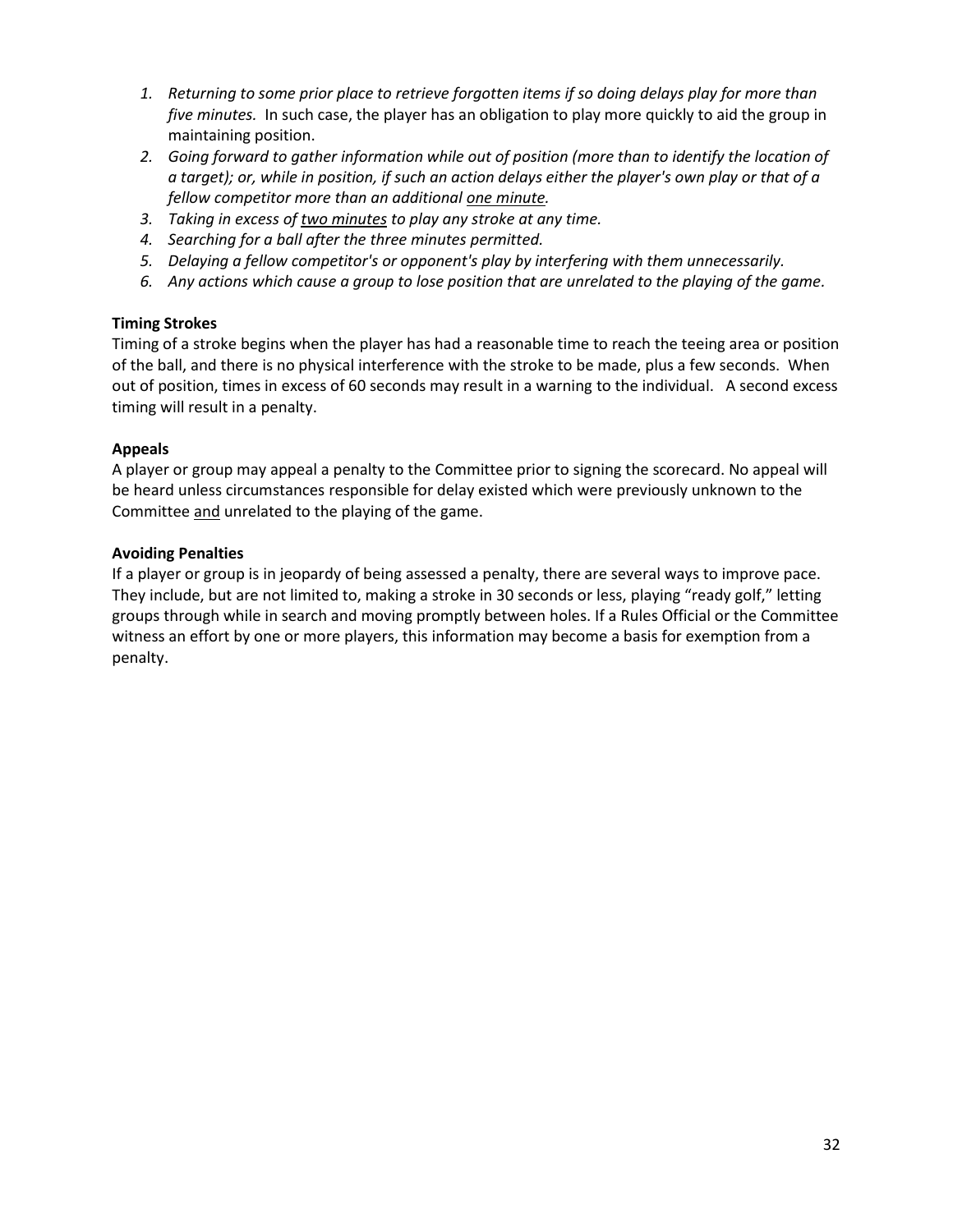1. *Returning to some prior place to retrieve forgotten items if so doing delays play for more than five minutes.* In such case, the player has an obligation to play more quickly to aid the group in maintaining position.
2. *Going forward to gather information while out of position (more than to identify the location of a target); or, while in position, if such an action delays either the player's own play or that of a fellow competitor more than an additional one minute.*
3. *Taking in excess of two minutes to play any stroke at any time.*
4. *Searching for a ball after the three minutes permitted.*
5. *Delaying a fellow competitor's or opponent's play by interfering with them unnecessarily.*
6. *Any actions which cause a group to lose position that are unrelated to the playing of the game.*

**Timing Strokes**

Timing of a stroke begins when the player has had a reasonable time to reach the teeing area or position of the ball, and there is no physical interference with the stroke to be made, plus a few seconds. When out of position, times in excess of 60 seconds may result in a warning to the individual. A second excess timing will result in a penalty.

**Appeals**

A player or group may appeal a penalty to the Committee prior to signing the scorecard. No appeal will be heard unless circumstances responsible for delay existed which were previously unknown to the Committee and unrelated to the playing of the game.

**Avoiding Penalties**

If a player or group is in jeopardy of being assessed a penalty, there are several ways to improve pace. They include, but are not limited to, making a stroke in 30 seconds or less, playing "ready golf," letting groups through while in search and moving promptly between holes. If a Rules Official or the Committee witness an effort by one or more players, this information may become a basis for exemption from a penalty.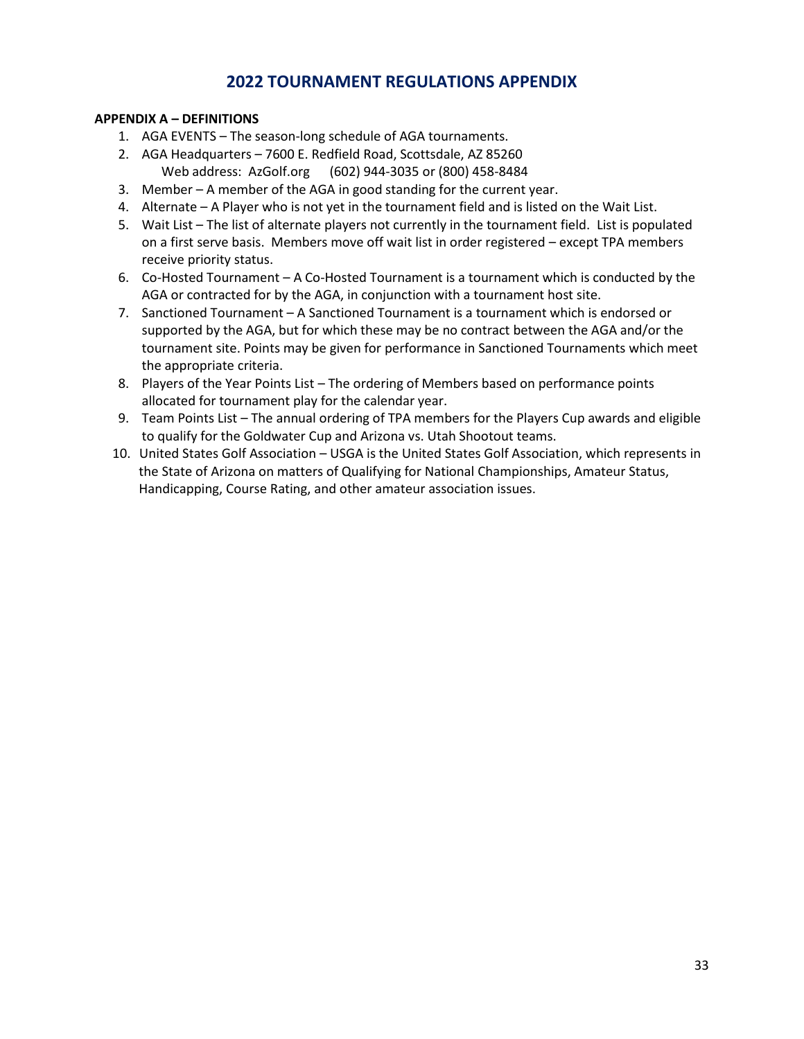# 2022 TOURNAMENT REGULATIONS APPENDIX

**APPENDIX A – DEFINITIONS**

1. AGA EVENTS – The season-long schedule of AGA tournaments.
2. AGA Headquarters – 7600 E. Redfield Road, Scottsdale, AZ 85260
   Web address: AzGolf.org (602) 944-3035 or (800) 458-8484
3. Member – A member of the AGA in good standing for the current year.
4. Alternate – A Player who is not yet in the tournament field and is listed on the Wait List.
5. Wait List – The list of alternate players not currently in the tournament field. List is populated on a first serve basis. Members move off wait list in order registered – except TPA members receive priority status.
6. Co-Hosted Tournament – A Co-Hosted Tournament is a tournament which is conducted by the AGA or contracted for by the AGA, in conjunction with a tournament host site.
7. Sanctioned Tournament – A Sanctioned Tournament is a tournament which is endorsed or supported by the AGA, but for which these may be no contract between the AGA and/or the tournament site. Points may be given for performance in Sanctioned Tournaments which meet the appropriate criteria.
8. Players of the Year Points List – The ordering of Members based on performance points allocated for tournament play for the calendar year.
9. Team Points List – The annual ordering of TPA members for the Players Cup awards and eligible to qualify for the Goldwater Cup and Arizona vs. Utah Shootout teams.
10. United States Golf Association – USGA is the United States Golf Association, which represents in the State of Arizona on matters of Qualifying for National Championships, Amateur Status, Handicapping, Course Rating, and other amateur association issues.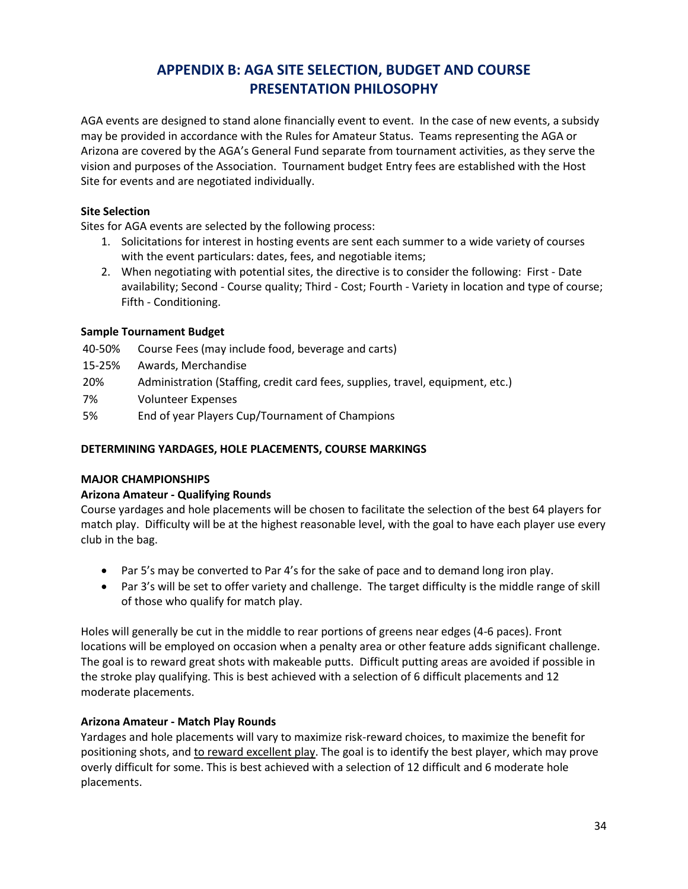# APPENDIX B: AGA SITE SELECTION, BUDGET AND COURSE PRESENTATION PHILOSOPHY

AGA events are designed to stand alone financially event to event. In the case of new events, a subsidy may be provided in accordance with the Rules for Amateur Status. Teams representing the AGA or Arizona are covered by the AGA's General Fund separate from tournament activities, as they serve the vision and purposes of the Association. Tournament budget Entry fees are established with the Host Site for events and are negotiated individually.

**Site Selection**

Sites for AGA events are selected by the following process:

1. Solicitations for interest in hosting events are sent each summer to a wide variety of courses with the event particulars: dates, fees, and negotiable items;
2. When negotiating with potential sites, the directive is to consider the following: First - Date availability; Second - Course quality; Third - Cost; Fourth - Variety in location and type of course; Fifth - Conditioning.

**Sample Tournament Budget**

| | |
|---|---|
| 40-50% | Course Fees (may include food, beverage and carts) |
| 15-25% | Awards, Merchandise |
| 20% | Administration (Staffing, credit card fees, supplies, travel, equipment, etc.) |
| 7% | Volunteer Expenses |
| 5% | End of year Players Cup/Tournament of Champions |

**DETERMINING YARDAGES, HOLE PLACEMENTS, COURSE MARKINGS**

**MAJOR CHAMPIONSHIPS**

**Arizona Amateur - Qualifying Rounds**

Course yardages and hole placements will be chosen to facilitate the selection of the best 64 players for match play. Difficulty will be at the highest reasonable level, with the goal to have each player use every club in the bag.

- Par 5's may be converted to Par 4's for the sake of pace and to demand long iron play.
- Par 3's will be set to offer variety and challenge. The target difficulty is the middle range of skill of those who qualify for match play.

Holes will generally be cut in the middle to rear portions of greens near edges (4-6 paces). Front locations will be employed on occasion when a penalty area or other feature adds significant challenge. The goal is to reward great shots with makeable putts. Difficult putting areas are avoided if possible in the stroke play qualifying. This is best achieved with a selection of 6 difficult placements and 12 moderate placements.

**Arizona Amateur - Match Play Rounds**

Yardages and hole placements will vary to maximize risk-reward choices, to maximize the benefit for positioning shots, and to reward excellent play. The goal is to identify the best player, which may prove overly difficult for some. This is best achieved with a selection of 12 difficult and 6 moderate hole placements.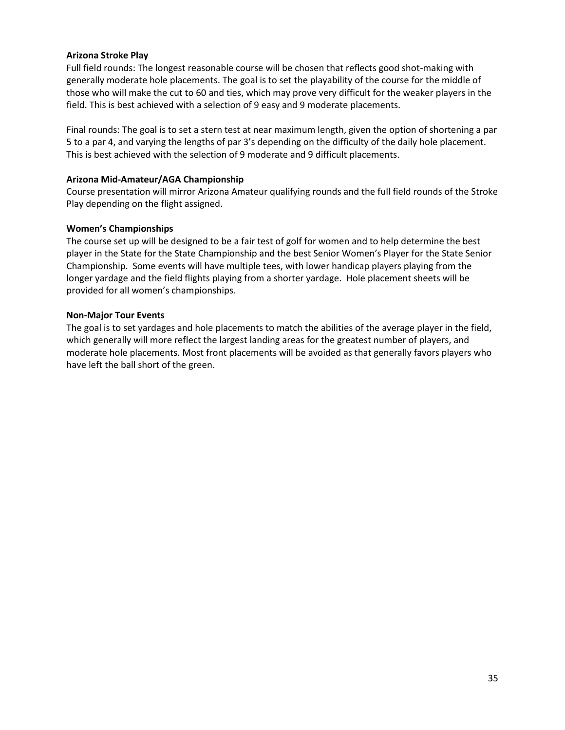**Arizona Stroke Play**

Full field rounds: The longest reasonable course will be chosen that reflects good shot-making with generally moderate hole placements. The goal is to set the playability of the course for the middle of those who will make the cut to 60 and ties, which may prove very difficult for the weaker players in the field. This is best achieved with a selection of 9 easy and 9 moderate placements.

Final rounds: The goal is to set a stern test at near maximum length, given the option of shortening a par 5 to a par 4, and varying the lengths of par 3's depending on the difficulty of the daily hole placement. This is best achieved with the selection of 9 moderate and 9 difficult placements.

**Arizona Mid-Amateur/AGA Championship**

Course presentation will mirror Arizona Amateur qualifying rounds and the full field rounds of the Stroke Play depending on the flight assigned.

**Women's Championships**

The course set up will be designed to be a fair test of golf for women and to help determine the best player in the State for the State Championship and the best Senior Women's Player for the State Senior Championship. Some events will have multiple tees, with lower handicap players playing from the longer yardage and the field flights playing from a shorter yardage. Hole placement sheets will be provided for all women's championships.

**Non-Major Tour Events**

The goal is to set yardages and hole placements to match the abilities of the average player in the field, which generally will more reflect the largest landing areas for the greatest number of players, and moderate hole placements. Most front placements will be avoided as that generally favors players who have left the ball short of the green.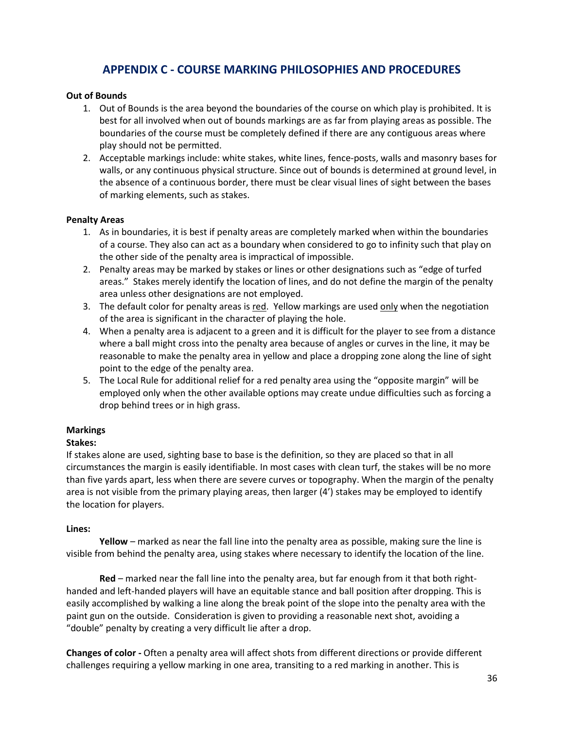# APPENDIX C - COURSE MARKING PHILOSOPHIES AND PROCEDURES

**Out of Bounds**

1. Out of Bounds is the area beyond the boundaries of the course on which play is prohibited. It is best for all involved when out of bounds markings are as far from playing areas as possible. The boundaries of the course must be completely defined if there are any contiguous areas where play should not be permitted.
2. Acceptable markings include: white stakes, white lines, fence-posts, walls and masonry bases for walls, or any continuous physical structure. Since out of bounds is determined at ground level, in the absence of a continuous border, there must be clear visual lines of sight between the bases of marking elements, such as stakes.

**Penalty Areas**

1. As in boundaries, it is best if penalty areas are completely marked when within the boundaries of a course. They also can act as a boundary when considered to go to infinity such that play on the other side of the penalty area is impractical of impossible.
2. Penalty areas may be marked by stakes or lines or other designations such as "edge of turfed areas." Stakes merely identify the location of lines, and do not define the margin of the penalty area unless other designations are not employed.
3. The default color for penalty areas is <u>red</u>. Yellow markings are used <u>only</u> when the negotiation of the area is significant in the character of playing the hole.
4. When a penalty area is adjacent to a green and it is difficult for the player to see from a distance where a ball might cross into the penalty area because of angles or curves in the line, it may be reasonable to make the penalty area in yellow and place a dropping zone along the line of sight point to the edge of the penalty area.
5. The Local Rule for additional relief for a red penalty area using the "opposite margin" will be employed only when the other available options may create undue difficulties such as forcing a drop behind trees or in high grass.

**Markings**

**Stakes:**

If stakes alone are used, sighting base to base is the definition, so they are placed so that in all circumstances the margin is easily identifiable. In most cases with clean turf, the stakes will be no more than five yards apart, less when there are severe curves or topography. When the margin of the penalty area is not visible from the primary playing areas, then larger (4') stakes may be employed to identify the location for players.

**Lines:**

**Yellow** – marked as near the fall line into the penalty area as possible, making sure the line is visible from behind the penalty area, using stakes where necessary to identify the location of the line.

**Red** – marked near the fall line into the penalty area, but far enough from it that both right-handed and left-handed players will have an equitable stance and ball position after dropping. This is easily accomplished by walking a line along the break point of the slope into the penalty area with the paint gun on the outside. Consideration is given to providing a reasonable next shot, avoiding a "double" penalty by creating a very difficult lie after a drop.

**Changes of color -** Often a penalty area will affect shots from different directions or provide different challenges requiring a yellow marking in one area, transiting to a red marking in another. This is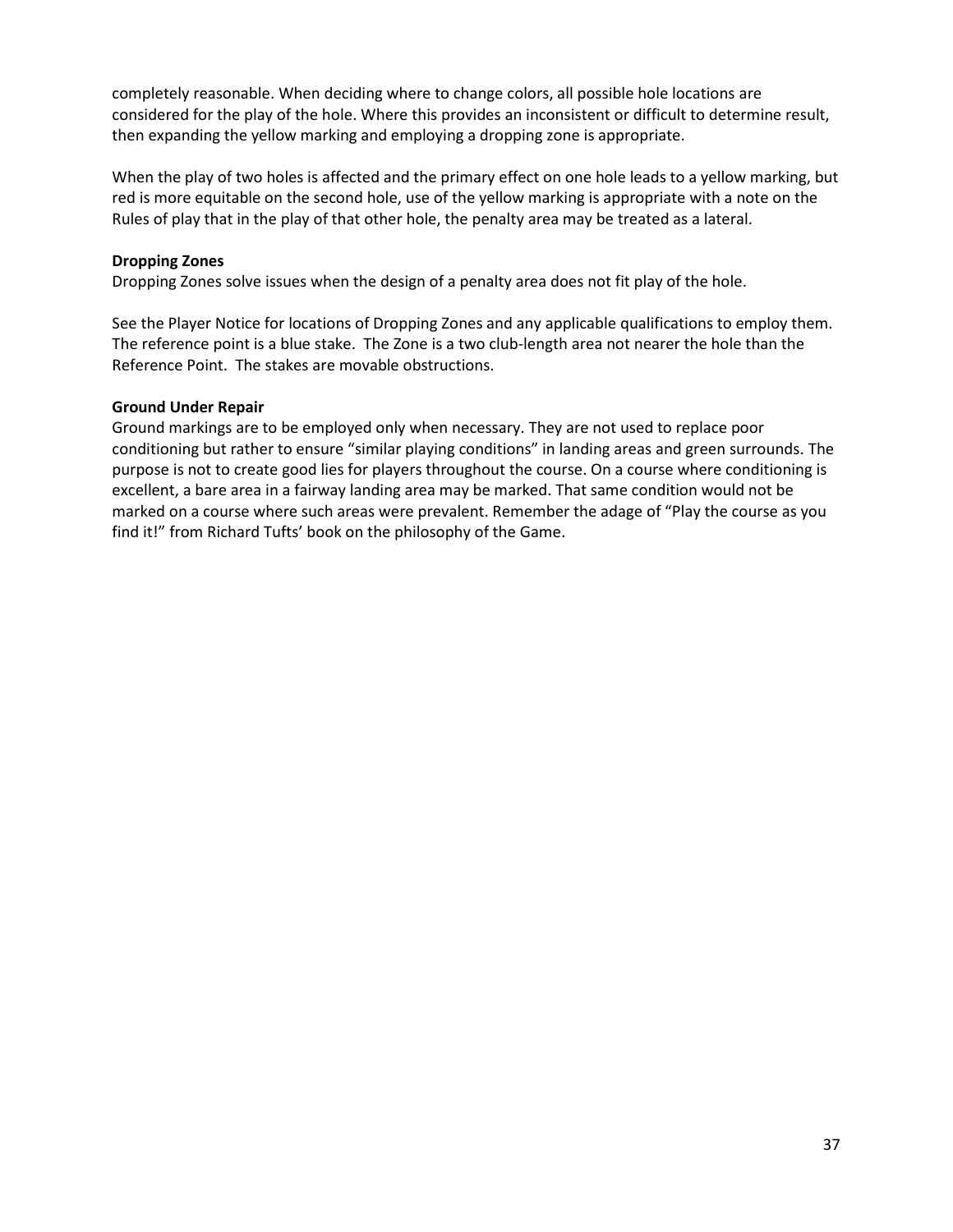completely reasonable. When deciding where to change colors, all possible hole locations are considered for the play of the hole. Where this provides an inconsistent or difficult to determine result, then expanding the yellow marking and employing a dropping zone is appropriate.

When the play of two holes is affected and the primary effect on one hole leads to a yellow marking, but red is more equitable on the second hole, use of the yellow marking is appropriate with a note on the Rules of play that in the play of that other hole, the penalty area may be treated as a lateral.

**Dropping Zones**

Dropping Zones solve issues when the design of a penalty area does not fit play of the hole.

See the Player Notice for locations of Dropping Zones and any applicable qualifications to employ them. The reference point is a blue stake. The Zone is a two club-length area not nearer the hole than the Reference Point. The stakes are movable obstructions.

**Ground Under Repair**

Ground markings are to be employed only when necessary. They are not used to replace poor conditioning but rather to ensure "similar playing conditions" in landing areas and green surrounds. The purpose is not to create good lies for players throughout the course. On a course where conditioning is excellent, a bare area in a fairway landing area may be marked. That same condition would not be marked on a course where such areas were prevalent. Remember the adage of "Play the course as you find it!" from Richard Tufts' book on the philosophy of the Game.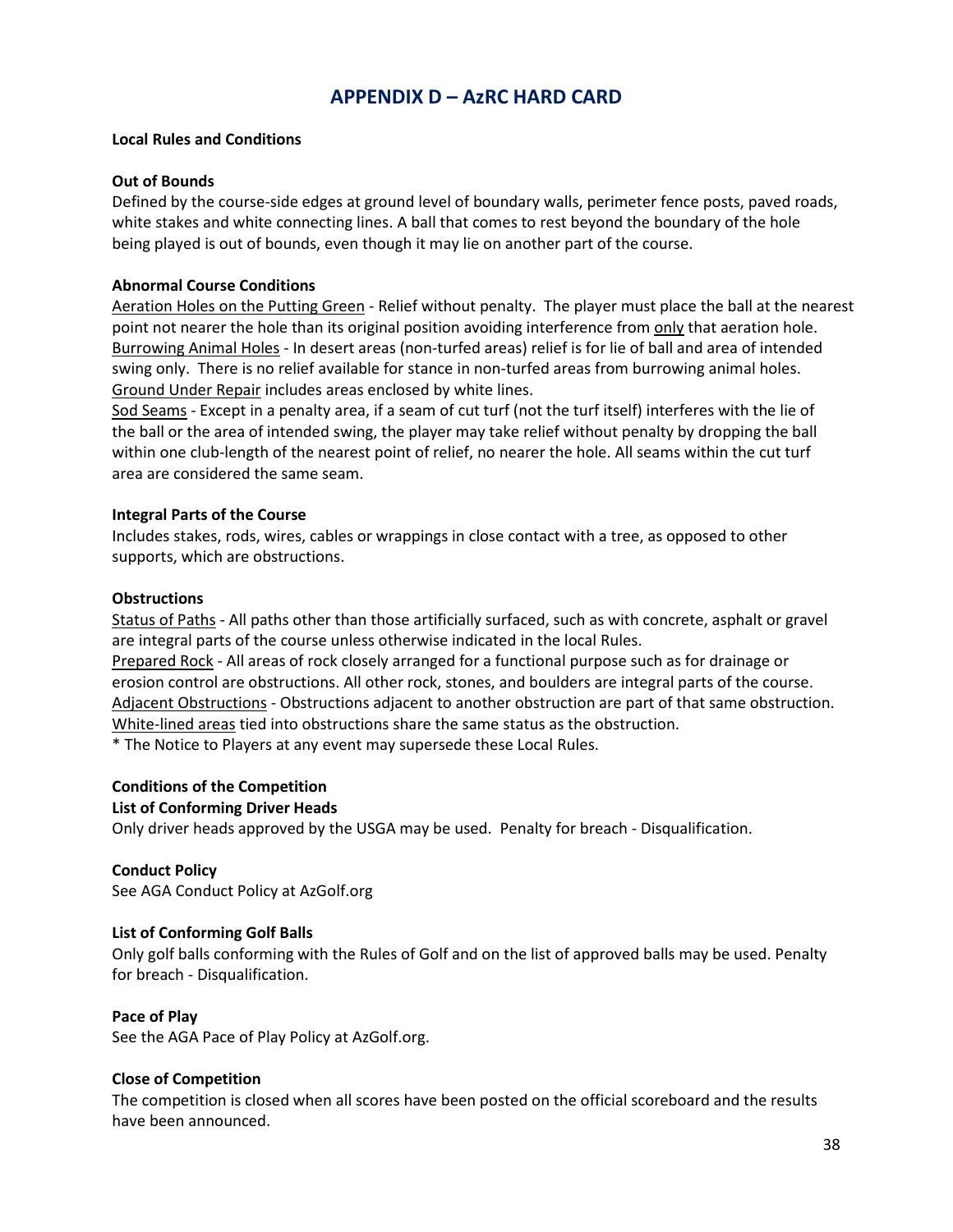# APPENDIX D – AzRC HARD CARD

**Local Rules and Conditions**

**Out of Bounds**
Defined by the course-side edges at ground level of boundary walls, perimeter fence posts, paved roads, white stakes and white connecting lines. A ball that comes to rest beyond the boundary of the hole being played is out of bounds, even though it may lie on another part of the course.

**Abnormal Course Conditions**
Aeration Holes on the Putting Green - Relief without penalty. The player must place the ball at the nearest point not nearer the hole than its original position avoiding interference from only that aeration hole.
Burrowing Animal Holes - In desert areas (non-turfed areas) relief is for lie of ball and area of intended swing only. There is no relief available for stance in non-turfed areas from burrowing animal holes.
Ground Under Repair includes areas enclosed by white lines.
Sod Seams - Except in a penalty area, if a seam of cut turf (not the turf itself) interferes with the lie of the ball or the area of intended swing, the player may take relief without penalty by dropping the ball within one club-length of the nearest point of relief, no nearer the hole. All seams within the cut turf area are considered the same seam.

**Integral Parts of the Course**
Includes stakes, rods, wires, cables or wrappings in close contact with a tree, as opposed to other supports, which are obstructions.

**Obstructions**
Status of Paths - All paths other than those artificially surfaced, such as with concrete, asphalt or gravel are integral parts of the course unless otherwise indicated in the local Rules.
Prepared Rock - All areas of rock closely arranged for a functional purpose such as for drainage or erosion control are obstructions. All other rock, stones, and boulders are integral parts of the course.
Adjacent Obstructions - Obstructions adjacent to another obstruction are part of that same obstruction.
White-lined areas tied into obstructions share the same status as the obstruction.
* The Notice to Players at any event may supersede these Local Rules.

**Conditions of the Competition**
**List of Conforming Driver Heads**
Only driver heads approved by the USGA may be used. Penalty for breach - Disqualification.

**Conduct Policy**
See AGA Conduct Policy at AzGolf.org

**List of Conforming Golf Balls**
Only golf balls conforming with the Rules of Golf and on the list of approved balls may be used. Penalty for breach - Disqualification.

**Pace of Play**
See the AGA Pace of Play Policy at AzGolf.org.

**Close of Competition**
The competition is closed when all scores have been posted on the official scoreboard and the results have been announced.